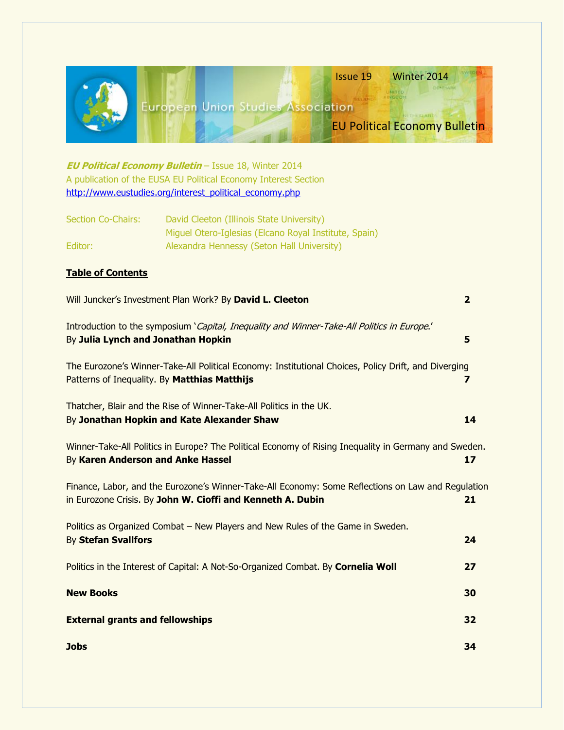Issue 19 Winter 2014

European Union Studies Association

EU Political Economy Bulletin

***EU Political Economy Bulletin*** – Issue 18, Winter 2014
A publication of the EUSA EU Political Economy Interest Section
http://www.eustudies.org/interest_political_economy.php

| | |
|---|---|
| Section Co-Chairs: | David Cleeton (Illinois State University) |
| | Miguel Otero-Iglesias (Elcano Royal Institute, Spain) |
| Editor: | Alexandra Hennessy (Seton Hall University) |

## Table of Contents

| | |
|---|---|
| Will Juncker's Investment Plan Work? By **David L. Cleeton** | 2 |
| Introduction to the symposium '*Capital, Inequality and Winner-Take-All Politics in Europe*.' By **Julia Lynch and Jonathan Hopkin** | 5 |
| The Eurozone's Winner-Take-All Political Economy: Institutional Choices, Policy Drift, and Diverging Patterns of Inequality. By **Matthias Matthijs** | 7 |
| Thatcher, Blair and the Rise of Winner-Take-All Politics in the UK. By **Jonathan Hopkin and Kate Alexander Shaw** | 14 |
| Winner-Take-All Politics in Europe? The Political Economy of Rising Inequality in Germany and Sweden. By **Karen Anderson and Anke Hassel** | 17 |
| Finance, Labor, and the Eurozone's Winner-Take-All Economy: Some Reflections on Law and Regulation in Eurozone Crisis. By **John W. Cioffi and Kenneth A. Dubin** | 21 |
| Politics as Organized Combat – New Players and New Rules of the Game in Sweden. By **Stefan Svallfors** | 24 |
| Politics in the Interest of Capital: A Not-So-Organized Combat. By **Cornelia Woll** | 27 |
| **New Books** | 30 |
| **External grants and fellowships** | 32 |
| **Jobs** | 34 |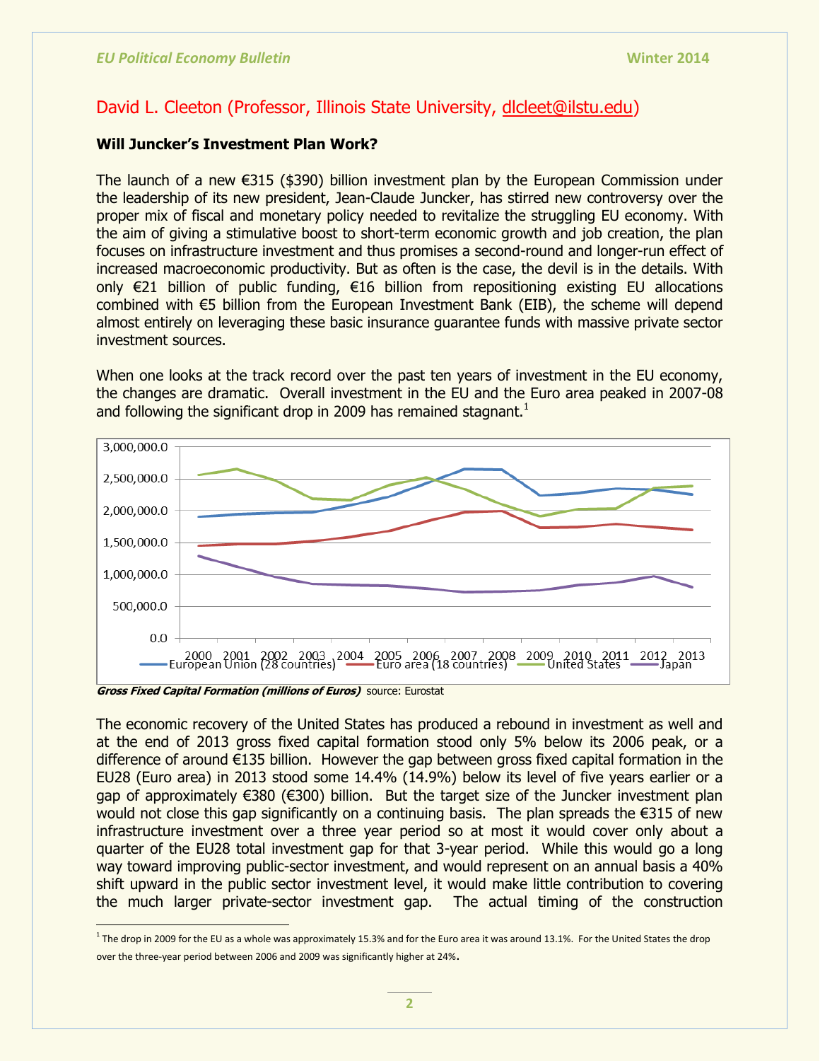David L. Cleeton (Professor, Illinois State University, dlcleet@ilstu.edu)

**Will Juncker's Investment Plan Work?**

The launch of a new €315 ($390) billion investment plan by the European Commission under the leadership of its new president, Jean-Claude Juncker, has stirred new controversy over the proper mix of fiscal and monetary policy needed to revitalize the struggling EU economy. With the aim of giving a stimulative boost to short-term economic growth and job creation, the plan focuses on infrastructure investment and thus promises a second-round and longer-run effect of increased macroeconomic productivity. But as often is the case, the devil is in the details. With only €21 billion of public funding, €16 billion from repositioning existing EU allocations combined with €5 billion from the European Investment Bank (EIB), the scheme will depend almost entirely on leveraging these basic insurance guarantee funds with massive private sector investment sources.

When one looks at the track record over the past ten years of investment in the EU economy, the changes are dramatic. Overall investment in the EU and the Euro area peaked in 2007-08 and following the significant drop in 2009 has remained stagnant.[1]

***Gross Fixed Capital Formation (millions of Euros)*** source: Eurostat

The economic recovery of the United States has produced a rebound in investment as well and at the end of 2013 gross fixed capital formation stood only 5% below its 2006 peak, or a difference of around €135 billion. However the gap between gross fixed capital formation in the EU28 (Euro area) in 2013 stood some 14.4% (14.9%) below its level of five years earlier or a gap of approximately €380 (€300) billion. But the target size of the Juncker investment plan would not close this gap significantly on a continuing basis. The plan spreads the €315 of new infrastructure investment over a three year period so at most it would cover only about a quarter of the EU28 total investment gap for that 3-year period. While this would go a long way toward improving public-sector investment, and would represent on an annual basis a 40% shift upward in the public sector investment level, it would make little contribution to covering the much larger private-sector investment gap. The actual timing of the construction

[1] The drop in 2009 for the EU as a whole was approximately 15.3% and for the Euro area it was around 13.1%. For the United States the drop over the three-year period between 2006 and 2009 was significantly higher at 24%.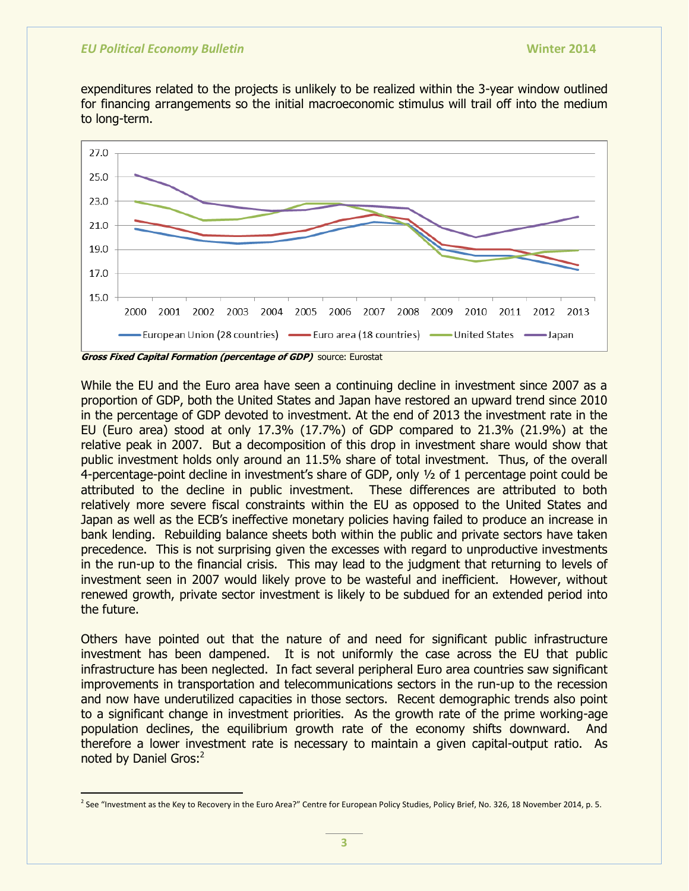expenditures related to the projects is unlikely to be realized within the 3-year window outlined for financing arrangements so the initial macroeconomic stimulus will trail off into the medium to long-term.

***Gross Fixed Capital Formation (percentage of GDP)*** source: Eurostat

While the EU and the Euro area have seen a continuing decline in investment since 2007 as a proportion of GDP, both the United States and Japan have restored an upward trend since 2010 in the percentage of GDP devoted to investment. At the end of 2013 the investment rate in the EU (Euro area) stood at only 17.3% (17.7%) of GDP compared to 21.3% (21.9%) at the relative peak in 2007. But a decomposition of this drop in investment share would show that public investment holds only around an 11.5% share of total investment. Thus, of the overall 4-percentage-point decline in investment's share of GDP, only ½ of 1 percentage point could be attributed to the decline in public investment. These differences are attributed to both relatively more severe fiscal constraints within the EU as opposed to the United States and Japan as well as the ECB's ineffective monetary policies having failed to produce an increase in bank lending. Rebuilding balance sheets both within the public and private sectors have taken precedence. This is not surprising given the excesses with regard to unproductive investments in the run-up to the financial crisis. This may lead to the judgment that returning to levels of investment seen in 2007 would likely prove to be wasteful and inefficient. However, without renewed growth, private sector investment is likely to be subdued for an extended period into the future.

Others have pointed out that the nature of and need for significant public infrastructure investment has been dampened. It is not uniformly the case across the EU that public infrastructure has been neglected. In fact several peripheral Euro area countries saw significant improvements in transportation and telecommunications sectors in the run-up to the recession and now have underutilized capacities in those sectors. Recent demographic trends also point to a significant change in investment priorities. As the growth rate of the prime working-age population declines, the equilibrium growth rate of the economy shifts downward. And therefore a lower investment rate is necessary to maintain a given capital-output ratio. As noted by Daniel Gros:[2]

---

[2] See "Investment as the Key to Recovery in the Euro Area?" Centre for European Policy Studies, Policy Brief, No. 326, 18 November 2014, p. 5.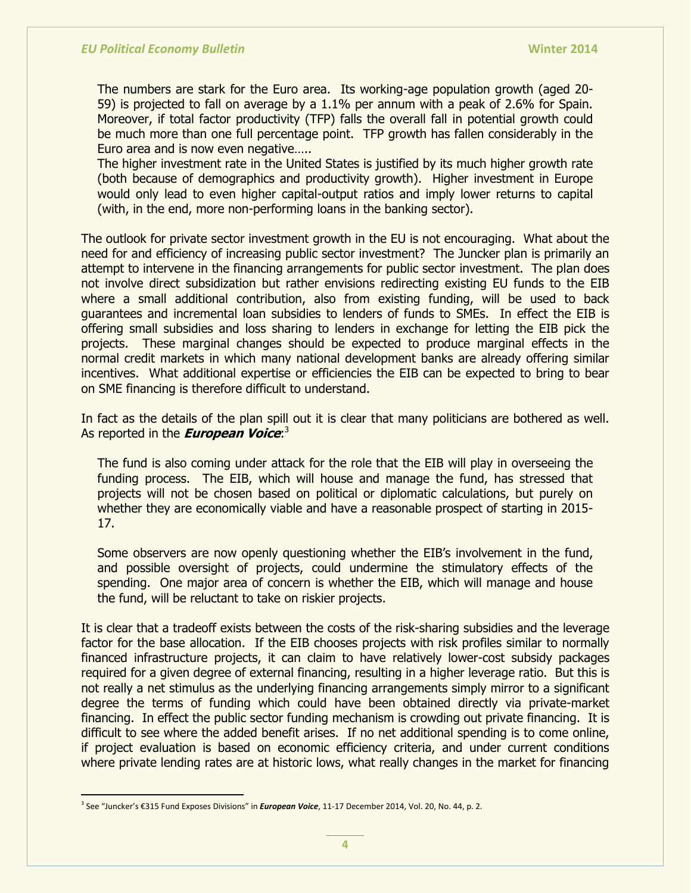> The numbers are stark for the Euro area. Its working-age population growth (aged 20-59) is projected to fall on average by a 1.1% per annum with a peak of 2.6% for Spain. Moreover, if total factor productivity (TFP) falls the overall fall in potential growth could be much more than one full percentage point. TFP growth has fallen considerably in the Euro area and is now even negative…..
>
> The higher investment rate in the United States is justified by its much higher growth rate (both because of demographics and productivity growth). Higher investment in Europe would only lead to even higher capital-output ratios and imply lower returns to capital (with, in the end, more non-performing loans in the banking sector).

The outlook for private sector investment growth in the EU is not encouraging. What about the need for and efficiency of increasing public sector investment? The Juncker plan is primarily an attempt to intervene in the financing arrangements for public sector investment. The plan does not involve direct subsidization but rather envisions redirecting existing EU funds to the EIB where a small additional contribution, also from existing funding, will be used to back guarantees and incremental loan subsidies to lenders of funds to SMEs. In effect the EIB is offering small subsidies and loss sharing to lenders in exchange for letting the EIB pick the projects. These marginal changes should be expected to produce marginal effects in the normal credit markets in which many national development banks are already offering similar incentives. What additional expertise or efficiencies the EIB can be expected to bring to bear on SME financing is therefore difficult to understand.

In fact as the details of the plan spill out it is clear that many politicians are bothered as well. As reported in the ***European Voice***:[3]

> The fund is also coming under attack for the role that the EIB will play in overseeing the funding process. The EIB, which will house and manage the fund, has stressed that projects will not be chosen based on political or diplomatic calculations, but purely on whether they are economically viable and have a reasonable prospect of starting in 2015-17.
>
> Some observers are now openly questioning whether the EIB's involvement in the fund, and possible oversight of projects, could undermine the stimulatory effects of the spending. One major area of concern is whether the EIB, which will manage and house the fund, will be reluctant to take on riskier projects.

It is clear that a tradeoff exists between the costs of the risk-sharing subsidies and the leverage factor for the base allocation. If the EIB chooses projects with risk profiles similar to normally financed infrastructure projects, it can claim to have relatively lower-cost subsidy packages required for a given degree of external financing, resulting in a higher leverage ratio. But this is not really a net stimulus as the underlying financing arrangements simply mirror to a significant degree the terms of funding which could have been obtained directly via private-market financing. In effect the public sector funding mechanism is crowding out private financing. It is difficult to see where the added benefit arises. If no net additional spending is to come online, if project evaluation is based on economic efficiency criteria, and under current conditions where private lending rates are at historic lows, what really changes in the market for financing

---

[3] See "Juncker's €315 Fund Exposes Divisions" in ***European Voice***, 11-17 December 2014, Vol. 20, No. 44, p. 2.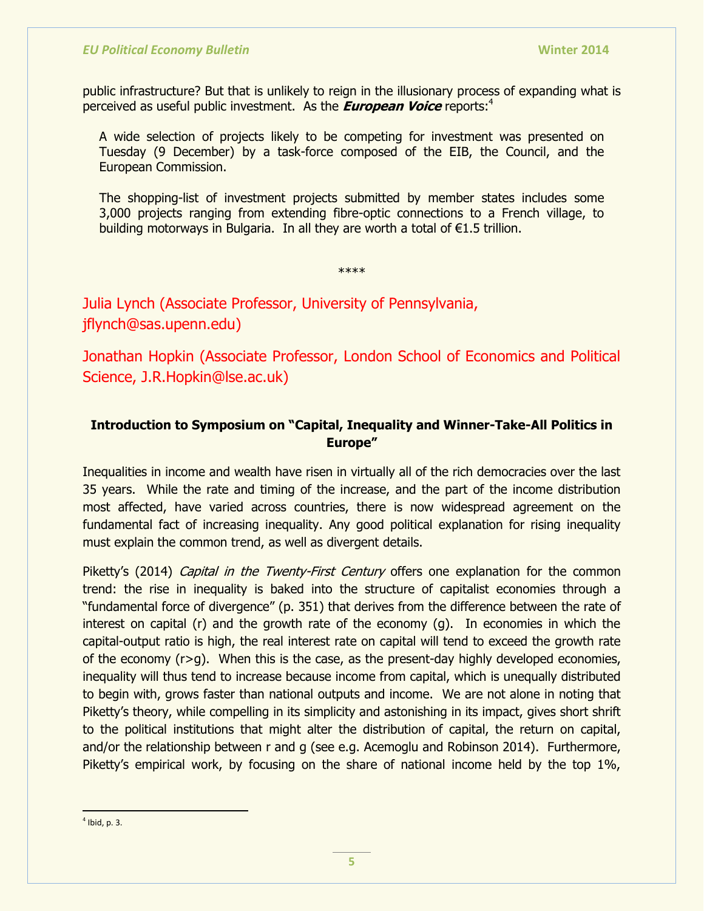public infrastructure? But that is unlikely to reign in the illusionary process of expanding what is perceived as useful public investment. As the ***European Voice*** reports:[4]

> A wide selection of projects likely to be competing for investment was presented on Tuesday (9 December) by a task-force composed of the EIB, the Council, and the European Commission.
>
> The shopping-list of investment projects submitted by member states includes some 3,000 projects ranging from extending fibre-optic connections to a French village, to building motorways in Bulgaria. In all they are worth a total of €1.5 trillion.

****

Julia Lynch (Associate Professor, University of Pennsylvania, jflynch@sas.upenn.edu)

Jonathan Hopkin (Associate Professor, London School of Economics and Political Science, J.R.Hopkin@lse.ac.uk)

### Introduction to Symposium on "Capital, Inequality and Winner-Take-All Politics in Europe"

Inequalities in income and wealth have risen in virtually all of the rich democracies over the last 35 years. While the rate and timing of the increase, and the part of the income distribution most affected, have varied across countries, there is now widespread agreement on the fundamental fact of increasing inequality. Any good political explanation for rising inequality must explain the common trend, as well as divergent details.

Piketty's (2014) *Capital in the Twenty-First Century* offers one explanation for the common trend: the rise in inequality is baked into the structure of capitalist economies through a "fundamental force of divergence" (p. 351) that derives from the difference between the rate of interest on capital (r) and the growth rate of the economy (g). In economies in which the capital-output ratio is high, the real interest rate on capital will tend to exceed the growth rate of the economy ($r>g$). When this is the case, as the present-day highly developed economies, inequality will thus tend to increase because income from capital, which is unequally distributed to begin with, grows faster than national outputs and income. We are not alone in noting that Piketty's theory, while compelling in its simplicity and astonishing in its impact, gives short shrift to the political institutions that might alter the distribution of capital, the return on capital, and/or the relationship between r and g (see e.g. Acemoglu and Robinson 2014). Furthermore, Piketty's empirical work, by focusing on the share of national income held by the top 1%,

[4] Ibid, p. 3.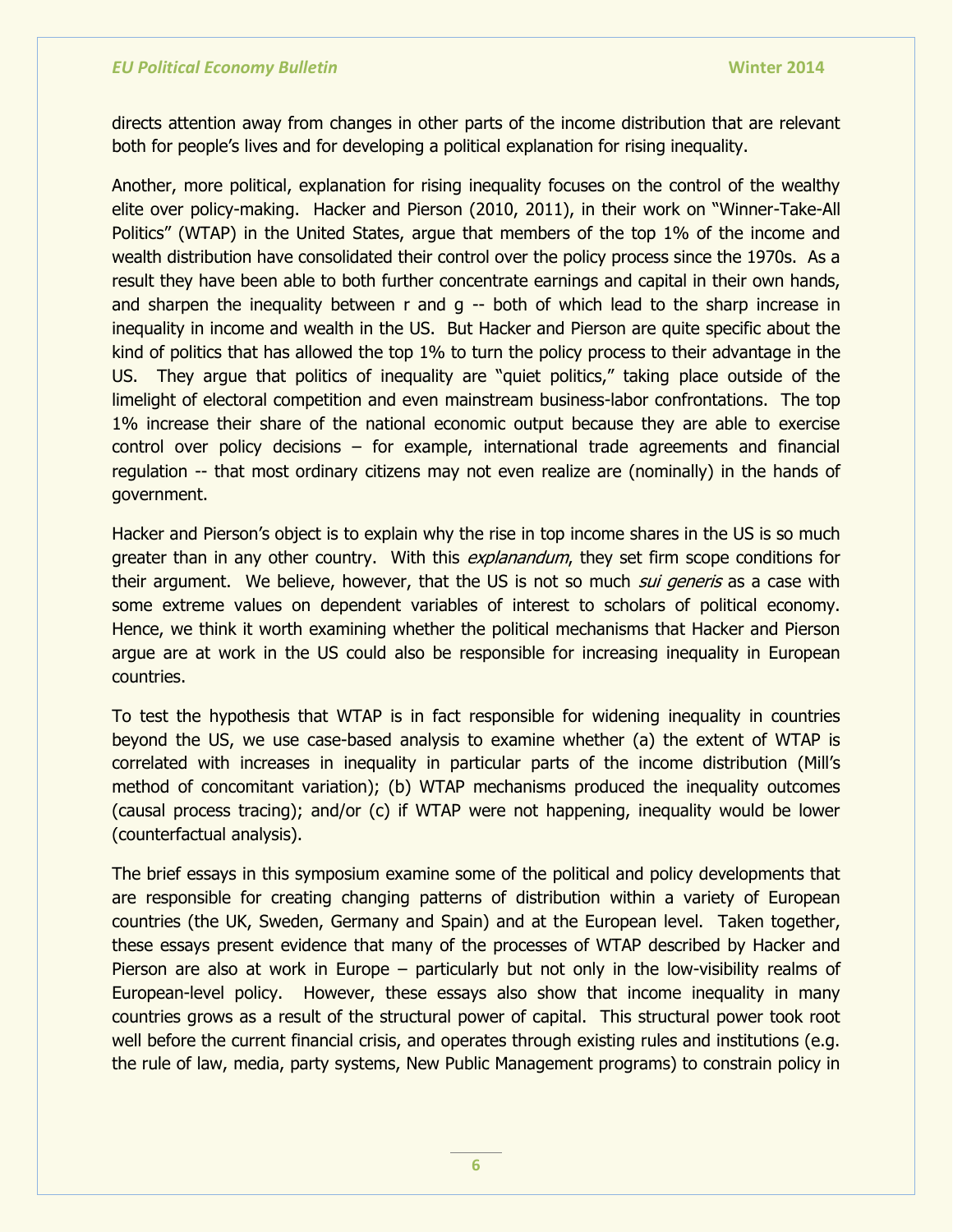directs attention away from changes in other parts of the income distribution that are relevant both for people's lives and for developing a political explanation for rising inequality.

Another, more political, explanation for rising inequality focuses on the control of the wealthy elite over policy-making. Hacker and Pierson (2010, 2011), in their work on "Winner-Take-All Politics" (WTAP) in the United States, argue that members of the top 1% of the income and wealth distribution have consolidated their control over the policy process since the 1970s. As a result they have been able to both further concentrate earnings and capital in their own hands, and sharpen the inequality between r and g -- both of which lead to the sharp increase in inequality in income and wealth in the US. But Hacker and Pierson are quite specific about the kind of politics that has allowed the top 1% to turn the policy process to their advantage in the US. They argue that politics of inequality are "quiet politics," taking place outside of the limelight of electoral competition and even mainstream business-labor confrontations. The top 1% increase their share of the national economic output because they are able to exercise control over policy decisions – for example, international trade agreements and financial regulation -- that most ordinary citizens may not even realize are (nominally) in the hands of government.

Hacker and Pierson's object is to explain why the rise in top income shares in the US is so much greater than in any other country. With this *explanandum*, they set firm scope conditions for their argument. We believe, however, that the US is not so much *sui generis* as a case with some extreme values on dependent variables of interest to scholars of political economy. Hence, we think it worth examining whether the political mechanisms that Hacker and Pierson argue are at work in the US could also be responsible for increasing inequality in European countries.

To test the hypothesis that WTAP is in fact responsible for widening inequality in countries beyond the US, we use case-based analysis to examine whether (a) the extent of WTAP is correlated with increases in inequality in particular parts of the income distribution (Mill's method of concomitant variation); (b) WTAP mechanisms produced the inequality outcomes (causal process tracing); and/or (c) if WTAP were not happening, inequality would be lower (counterfactual analysis).

The brief essays in this symposium examine some of the political and policy developments that are responsible for creating changing patterns of distribution within a variety of European countries (the UK, Sweden, Germany and Spain) and at the European level. Taken together, these essays present evidence that many of the processes of WTAP described by Hacker and Pierson are also at work in Europe – particularly but not only in the low-visibility realms of European-level policy. However, these essays also show that income inequality in many countries grows as a result of the structural power of capital. This structural power took root well before the current financial crisis, and operates through existing rules and institutions (e.g. the rule of law, media, party systems, New Public Management programs) to constrain policy in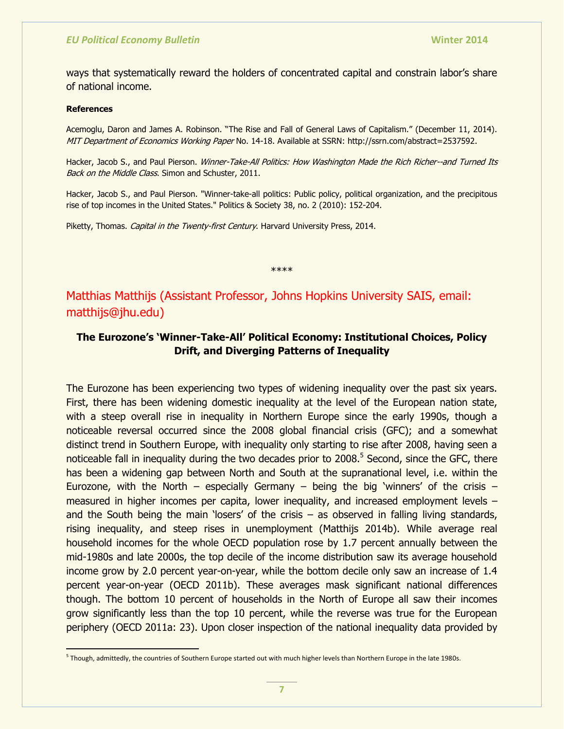ways that systematically reward the holders of concentrated capital and constrain labor's share of national income.

**References**

Acemoglu, Daron and James A. Robinson. "The Rise and Fall of General Laws of Capitalism." (December 11, 2014). *MIT Department of Economics Working Paper* No. 14-18. Available at SSRN: http://ssrn.com/abstract=2537592.

Hacker, Jacob S., and Paul Pierson. *Winner-Take-All Politics: How Washington Made the Rich Richer--and Turned Its Back on the Middle Class*. Simon and Schuster, 2011.

Hacker, Jacob S., and Paul Pierson. "Winner-take-all politics: Public policy, political organization, and the precipitous rise of top incomes in the United States." Politics & Society 38, no. 2 (2010): 152-204.

Piketty, Thomas. *Capital in the Twenty-first Century*. Harvard University Press, 2014.

****

## Matthias Matthijs (Assistant Professor, Johns Hopkins University SAIS, email: matthijs@jhu.edu)

### The Eurozone's 'Winner-Take-All' Political Economy: Institutional Choices, Policy Drift, and Diverging Patterns of Inequality

The Eurozone has been experiencing two types of widening inequality over the past six years. First, there has been widening domestic inequality at the level of the European nation state, with a steep overall rise in inequality in Northern Europe since the early 1990s, though a noticeable reversal occurred since the 2008 global financial crisis (GFC); and a somewhat distinct trend in Southern Europe, with inequality only starting to rise after 2008, having seen a noticeable fall in inequality during the two decades prior to 2008.[5] Second, since the GFC, there has been a widening gap between North and South at the supranational level, i.e. within the Eurozone, with the North – especially Germany – being the big 'winners' of the crisis – measured in higher incomes per capita, lower inequality, and increased employment levels – and the South being the main 'losers' of the crisis – as observed in falling living standards, rising inequality, and steep rises in unemployment (Matthijs 2014b). While average real household incomes for the whole OECD population rose by 1.7 percent annually between the mid-1980s and late 2000s, the top decile of the income distribution saw its average household income grow by 2.0 percent year-on-year, while the bottom decile only saw an increase of 1.4 percent year-on-year (OECD 2011b). These averages mask significant national differences though. The bottom 10 percent of households in the North of Europe all saw their incomes grow significantly less than the top 10 percent, while the reverse was true for the European periphery (OECD 2011a: 23). Upon closer inspection of the national inequality data provided by

[5] Though, admittedly, the countries of Southern Europe started out with much higher levels than Northern Europe in the late 1980s.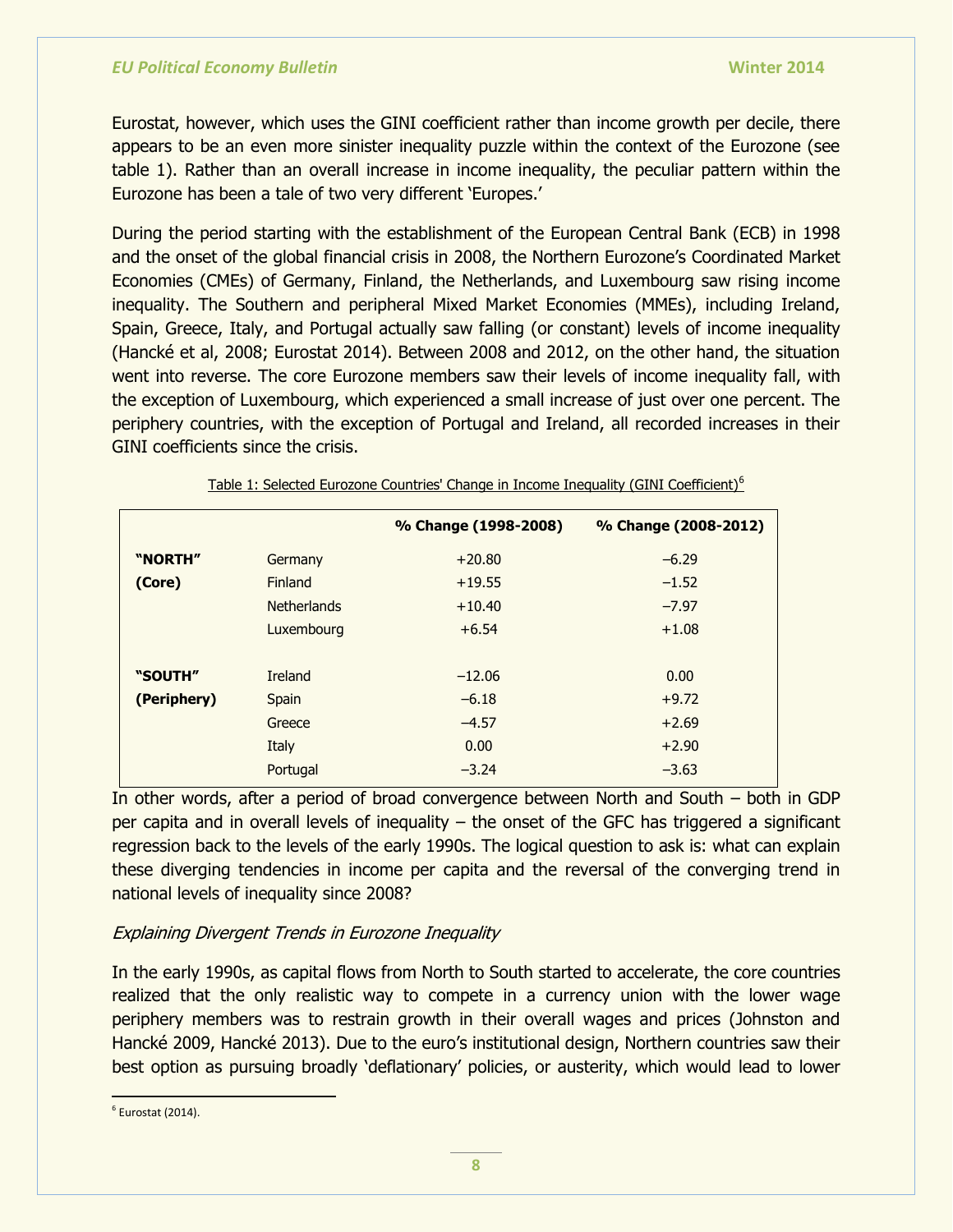Eurostat, however, which uses the GINI coefficient rather than income growth per decile, there appears to be an even more sinister inequality puzzle within the context of the Eurozone (see table 1). Rather than an overall increase in income inequality, the peculiar pattern within the Eurozone has been a tale of two very different 'Europes.'

During the period starting with the establishment of the European Central Bank (ECB) in 1998 and the onset of the global financial crisis in 2008, the Northern Eurozone's Coordinated Market Economies (CMEs) of Germany, Finland, the Netherlands, and Luxembourg saw rising income inequality. The Southern and peripheral Mixed Market Economies (MMEs), including Ireland, Spain, Greece, Italy, and Portugal actually saw falling (or constant) levels of income inequality (Hancké et al, 2008; Eurostat 2014). Between 2008 and 2012, on the other hand, the situation went into reverse. The core Eurozone members saw their levels of income inequality fall, with the exception of Luxembourg, which experienced a small increase of just over one percent. The periphery countries, with the exception of Portugal and Ireland, all recorded increases in their GINI coefficients since the crisis.

Table 1: Selected Eurozone Countries' Change in Income Inequality (GINI Coefficient)[6]

| | | % Change (1998-2008) | % Change (2008-2012) |
|---|---|---|---|
| **"NORTH" (Core)** | Germany | +20.80 | −6.29 |
| | Finland | +19.55 | −1.52 |
| | Netherlands | +10.40 | −7.97 |
| | Luxembourg | +6.54 | +1.08 |
| **"SOUTH" (Periphery)** | Ireland | −12.06 | 0.00 |
| | Spain | −6.18 | +9.72 |
| | Greece | −4.57 | +2.69 |
| | Italy | 0.00 | +2.90 |
| | Portugal | −3.24 | −3.63 |

In other words, after a period of broad convergence between North and South – both in GDP per capita and in overall levels of inequality – the onset of the GFC has triggered a significant regression back to the levels of the early 1990s. The logical question to ask is: what can explain these diverging tendencies in income per capita and the reversal of the converging trend in national levels of inequality since 2008?

*Explaining Divergent Trends in Eurozone Inequality*

In the early 1990s, as capital flows from North to South started to accelerate, the core countries realized that the only realistic way to compete in a currency union with the lower wage periphery members was to restrain growth in their overall wages and prices (Johnston and Hancké 2009, Hancké 2013). Due to the euro's institutional design, Northern countries saw their best option as pursuing broadly 'deflationary' policies, or austerity, which would lead to lower

[6] Eurostat (2014).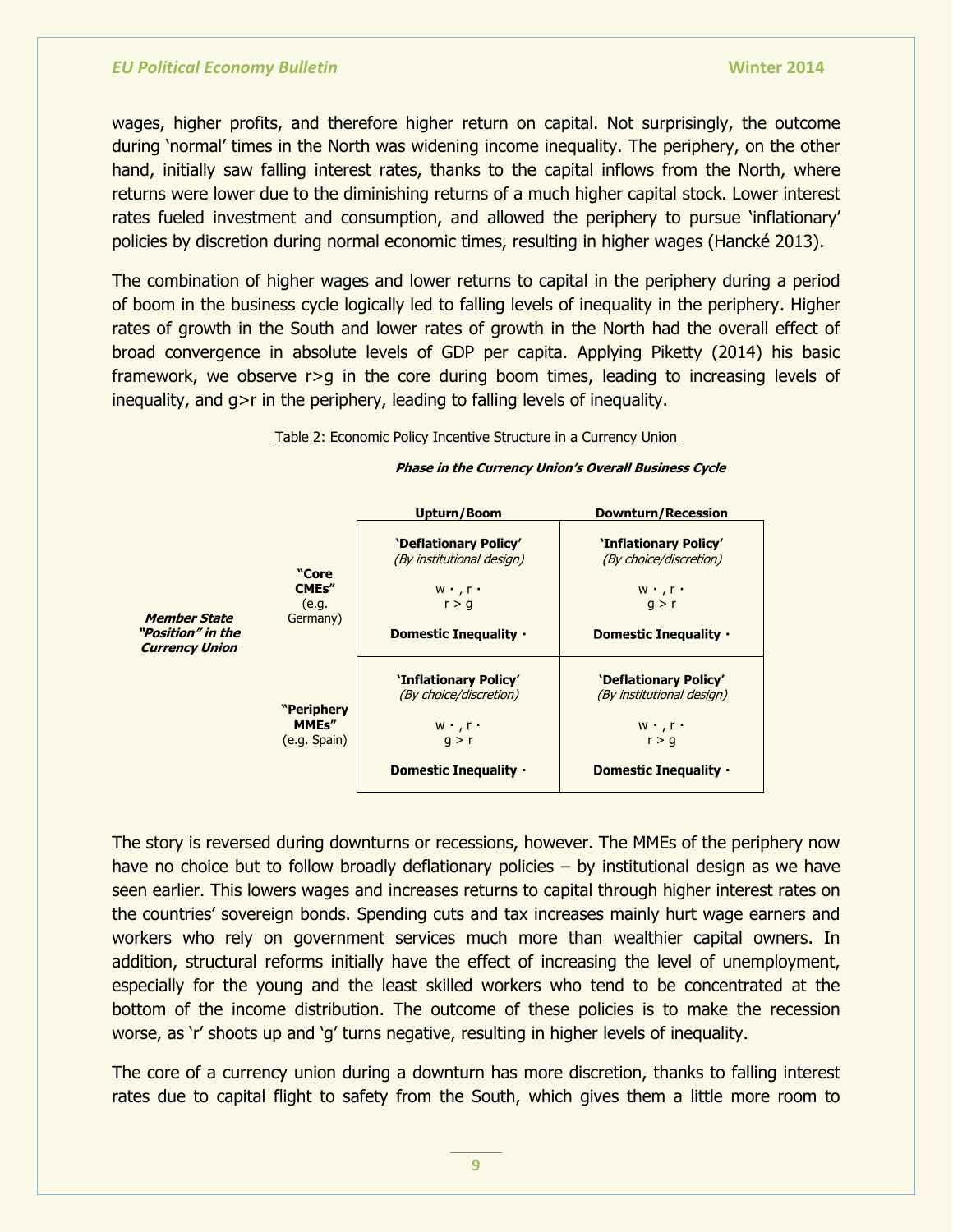wages, higher profits, and therefore higher return on capital. Not surprisingly, the outcome during 'normal' times in the North was widening income inequality. The periphery, on the other hand, initially saw falling interest rates, thanks to the capital inflows from the North, where returns were lower due to the diminishing returns of a much higher capital stock. Lower interest rates fueled investment and consumption, and allowed the periphery to pursue 'inflationary' policies by discretion during normal economic times, resulting in higher wages (Hancké 2013).

The combination of higher wages and lower returns to capital in the periphery during a period of boom in the business cycle logically led to falling levels of inequality in the periphery. Higher rates of growth in the South and lower rates of growth in the North had the overall effect of broad convergence in absolute levels of GDP per capita. Applying Piketty (2014) his basic framework, we observe r>g in the core during boom times, leading to increasing levels of inequality, and g>r in the periphery, leading to falling levels of inequality.

Table 2: Economic Policy Incentive Structure in a Currency Union

| | | ***Phase in the Currency Union's Overall Business Cycle*** | |
|---|---|---|---|
| | | **Upturn/Boom** | **Downturn/Recession** |
| ***Member State "Position" in the Currency Union*** | **"Core CMEs"** (e.g. Germany) | **'Deflationary Policy'** *(By institutional design)* w ·, r · r > g **Domestic Inequality ·** | **'Inflationary Policy'** *(By choice/discretion)* w ·, r · g > r **Domestic Inequality ·** |
| | **"Periphery MMEs"** (e.g. Spain) | **'Inflationary Policy'** *(By choice/discretion)* w ·, r · g > r **Domestic Inequality ·** | **'Deflationary Policy'** *(By institutional design)* w ·, r · r > g **Domestic Inequality ·** |

The story is reversed during downturns or recessions, however. The MMEs of the periphery now have no choice but to follow broadly deflationary policies – by institutional design as we have seen earlier. This lowers wages and increases returns to capital through higher interest rates on the countries' sovereign bonds. Spending cuts and tax increases mainly hurt wage earners and workers who rely on government services much more than wealthier capital owners. In addition, structural reforms initially have the effect of increasing the level of unemployment, especially for the young and the least skilled workers who tend to be concentrated at the bottom of the income distribution. The outcome of these policies is to make the recession worse, as 'r' shoots up and 'g' turns negative, resulting in higher levels of inequality.

The core of a currency union during a downturn has more discretion, thanks to falling interest rates due to capital flight to safety from the South, which gives them a little more room to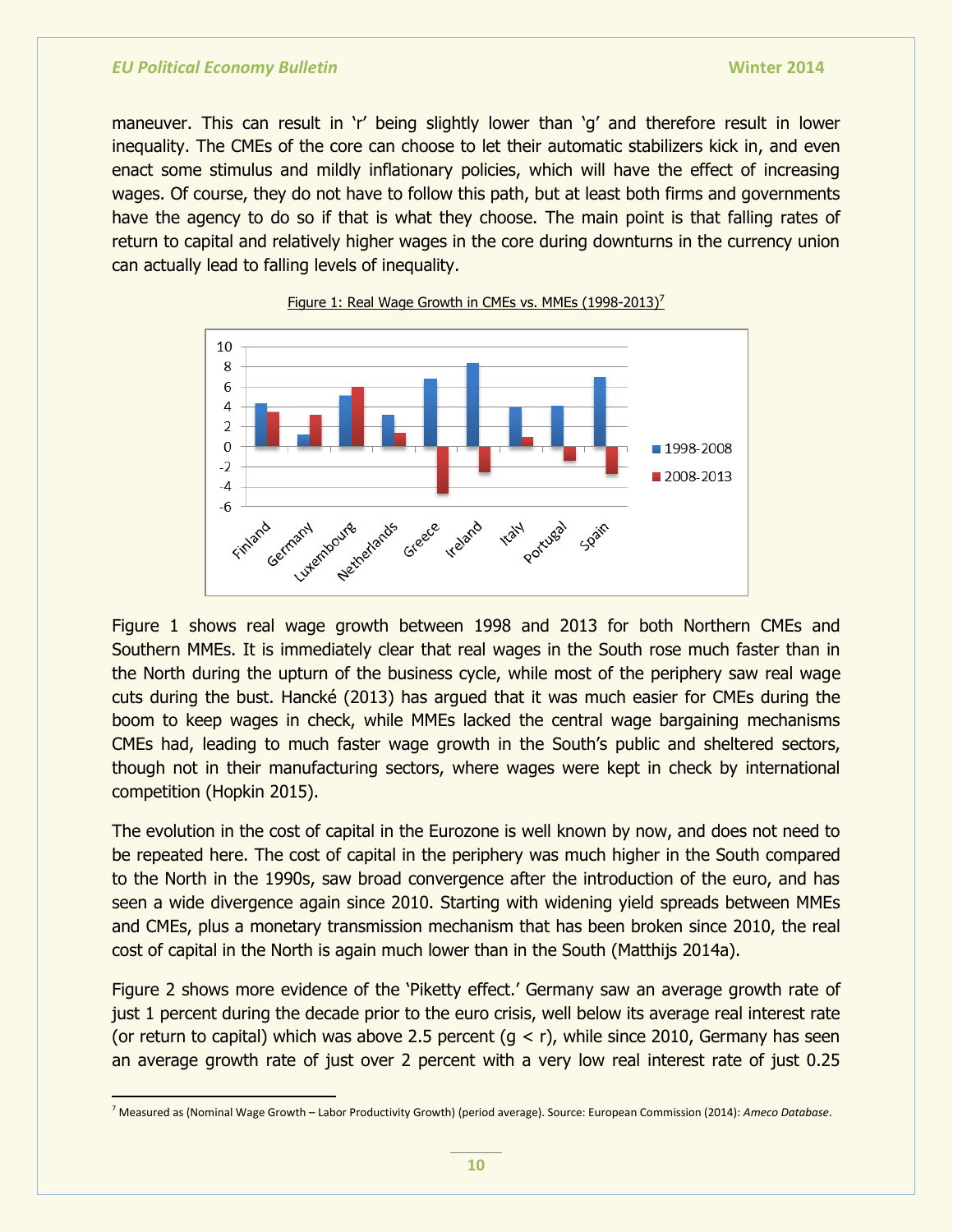maneuver. This can result in 'r' being slightly lower than 'g' and therefore result in lower inequality. The CMEs of the core can choose to let their automatic stabilizers kick in, and even enact some stimulus and mildly inflationary policies, which will have the effect of increasing wages. Of course, they do not have to follow this path, but at least both firms and governments have the agency to do so if that is what they choose. The main point is that falling rates of return to capital and relatively higher wages in the core during downturns in the currency union can actually lead to falling levels of inequality.

Figure 1: Real Wage Growth in CMEs vs. MMEs (1998-2013)[7]

Figure 1 shows real wage growth between 1998 and 2013 for both Northern CMEs and Southern MMEs. It is immediately clear that real wages in the South rose much faster than in the North during the upturn of the business cycle, while most of the periphery saw real wage cuts during the bust. Hancké (2013) has argued that it was much easier for CMEs during the boom to keep wages in check, while MMEs lacked the central wage bargaining mechanisms CMEs had, leading to much faster wage growth in the South's public and sheltered sectors, though not in their manufacturing sectors, where wages were kept in check by international competition (Hopkin 2015).

The evolution in the cost of capital in the Eurozone is well known by now, and does not need to be repeated here. The cost of capital in the periphery was much higher in the South compared to the North in the 1990s, saw broad convergence after the introduction of the euro, and has seen a wide divergence again since 2010. Starting with widening yield spreads between MMEs and CMEs, plus a monetary transmission mechanism that has been broken since 2010, the real cost of capital in the North is again much lower than in the South (Matthijs 2014a).

Figure 2 shows more evidence of the 'Piketty effect.' Germany saw an average growth rate of just 1 percent during the decade prior to the euro crisis, well below its average real interest rate (or return to capital) which was above 2.5 percent ($g < r$), while since 2010, Germany has seen an average growth rate of just over 2 percent with a very low real interest rate of just 0.25

[7] Measured as (Nominal Wage Growth – Labor Productivity Growth) (period average). Source: European Commission (2014): *Ameco Database*.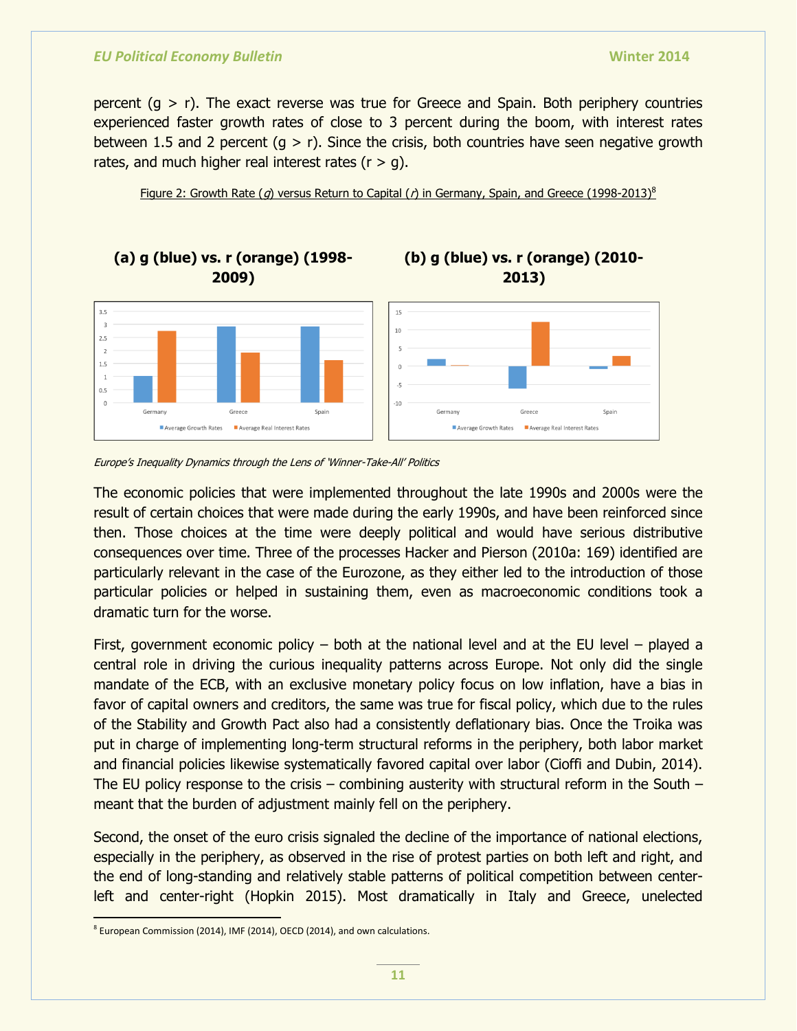percent (g > r). The exact reverse was true for Greece and Spain. Both periphery countries experienced faster growth rates of close to 3 percent during the boom, with interest rates between 1.5 and 2 percent (g > r). Since the crisis, both countries have seen negative growth rates, and much higher real interest rates (r > g).

Figure 2: Growth Rate ($g$) versus Return to Capital ($r$) in Germany, Spain, and Greece (1998-2013)[8]

**(a) g (blue) vs. r (orange) (1998-2009)**

**(b) g (blue) vs. r (orange) (2010-2013)**

*Europe's Inequality Dynamics through the Lens of 'Winner-Take-All' Politics*

The economic policies that were implemented throughout the late 1990s and 2000s were the result of certain choices that were made during the early 1990s, and have been reinforced since then. Those choices at the time were deeply political and would have serious distributive consequences over time. Three of the processes Hacker and Pierson (2010a: 169) identified are particularly relevant in the case of the Eurozone, as they either led to the introduction of those particular policies or helped in sustaining them, even as macroeconomic conditions took a dramatic turn for the worse.

First, government economic policy – both at the national level and at the EU level – played a central role in driving the curious inequality patterns across Europe. Not only did the single mandate of the ECB, with an exclusive monetary policy focus on low inflation, have a bias in favor of capital owners and creditors, the same was true for fiscal policy, which due to the rules of the Stability and Growth Pact also had a consistently deflationary bias. Once the Troika was put in charge of implementing long-term structural reforms in the periphery, both labor market and financial policies likewise systematically favored capital over labor (Cioffi and Dubin, 2014). The EU policy response to the crisis – combining austerity with structural reform in the South – meant that the burden of adjustment mainly fell on the periphery.

Second, the onset of the euro crisis signaled the decline of the importance of national elections, especially in the periphery, as observed in the rise of protest parties on both left and right, and the end of long-standing and relatively stable patterns of political competition between center-left and center-right (Hopkin 2015). Most dramatically in Italy and Greece, unelected

[8] European Commission (2014), IMF (2014), OECD (2014), and own calculations.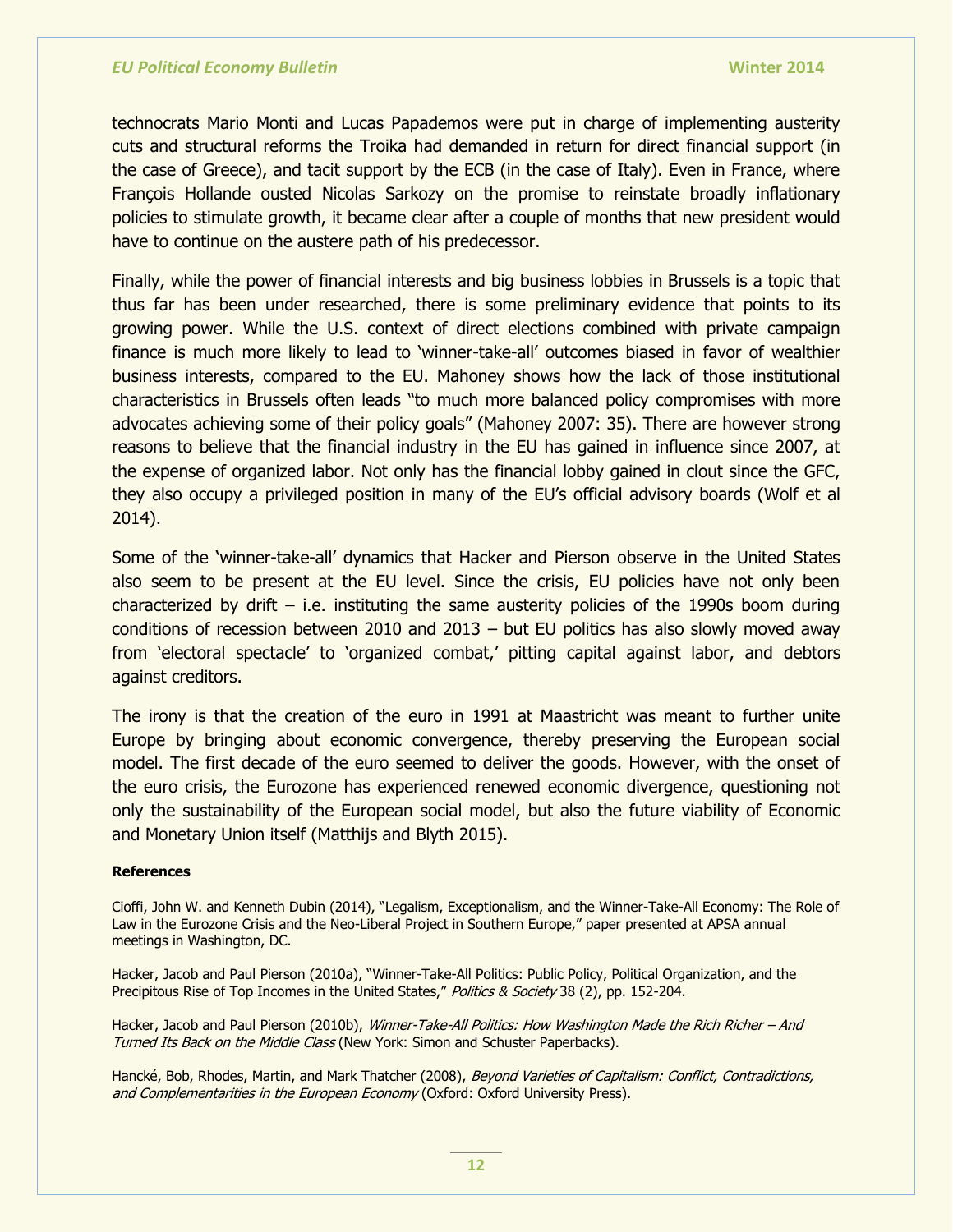technocrats Mario Monti and Lucas Papademos were put in charge of implementing austerity cuts and structural reforms the Troika had demanded in return for direct financial support (in the case of Greece), and tacit support by the ECB (in the case of Italy). Even in France, where François Hollande ousted Nicolas Sarkozy on the promise to reinstate broadly inflationary policies to stimulate growth, it became clear after a couple of months that new president would have to continue on the austere path of his predecessor.

Finally, while the power of financial interests and big business lobbies in Brussels is a topic that thus far has been under researched, there is some preliminary evidence that points to its growing power. While the U.S. context of direct elections combined with private campaign finance is much more likely to lead to 'winner-take-all' outcomes biased in favor of wealthier business interests, compared to the EU. Mahoney shows how the lack of those institutional characteristics in Brussels often leads "to much more balanced policy compromises with more advocates achieving some of their policy goals" (Mahoney 2007: 35). There are however strong reasons to believe that the financial industry in the EU has gained in influence since 2007, at the expense of organized labor. Not only has the financial lobby gained in clout since the GFC, they also occupy a privileged position in many of the EU's official advisory boards (Wolf et al 2014).

Some of the 'winner-take-all' dynamics that Hacker and Pierson observe in the United States also seem to be present at the EU level. Since the crisis, EU policies have not only been characterized by drift – i.e. instituting the same austerity policies of the 1990s boom during conditions of recession between 2010 and 2013 – but EU politics has also slowly moved away from 'electoral spectacle' to 'organized combat,' pitting capital against labor, and debtors against creditors.

The irony is that the creation of the euro in 1991 at Maastricht was meant to further unite Europe by bringing about economic convergence, thereby preserving the European social model. The first decade of the euro seemed to deliver the goods. However, with the onset of the euro crisis, the Eurozone has experienced renewed economic divergence, questioning not only the sustainability of the European social model, but also the future viability of Economic and Monetary Union itself (Matthijs and Blyth 2015).

**References**

Cioffi, John W. and Kenneth Dubin (2014), "Legalism, Exceptionalism, and the Winner-Take-All Economy: The Role of Law in the Eurozone Crisis and the Neo-Liberal Project in Southern Europe," paper presented at APSA annual meetings in Washington, DC.

Hacker, Jacob and Paul Pierson (2010a), "Winner-Take-All Politics: Public Policy, Political Organization, and the Precipitous Rise of Top Incomes in the United States," *Politics & Society* 38 (2), pp. 152-204.

Hacker, Jacob and Paul Pierson (2010b), *Winner-Take-All Politics: How Washington Made the Rich Richer – And Turned Its Back on the Middle Class* (New York: Simon and Schuster Paperbacks).

Hancké, Bob, Rhodes, Martin, and Mark Thatcher (2008), *Beyond Varieties of Capitalism: Conflict, Contradictions, and Complementarities in the European Economy* (Oxford: Oxford University Press).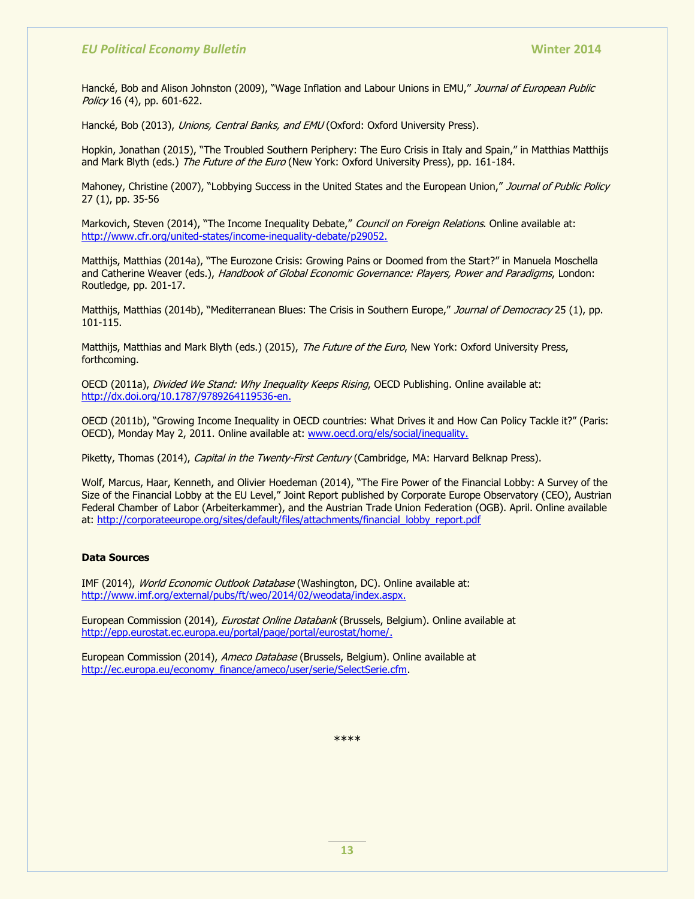Hancké, Bob and Alison Johnston (2009), "Wage Inflation and Labour Unions in EMU," *Journal of European Public Policy* 16 (4), pp. 601-622.

Hancké, Bob (2013), *Unions, Central Banks, and EMU* (Oxford: Oxford University Press).

Hopkin, Jonathan (2015), "The Troubled Southern Periphery: The Euro Crisis in Italy and Spain," in Matthias Matthijs and Mark Blyth (eds.) *The Future of the Euro* (New York: Oxford University Press), pp. 161-184.

Mahoney, Christine (2007), "Lobbying Success in the United States and the European Union," *Journal of Public Policy* 27 (1), pp. 35-56

Markovich, Steven (2014), "The Income Inequality Debate," *Council on Foreign Relations*. Online available at: http://www.cfr.org/united-states/income-inequality-debate/p29052.

Matthijs, Matthias (2014a), "The Eurozone Crisis: Growing Pains or Doomed from the Start?" in Manuela Moschella and Catherine Weaver (eds.), *Handbook of Global Economic Governance: Players, Power and Paradigms*, London: Routledge, pp. 201-17.

Matthijs, Matthias (2014b), "Mediterranean Blues: The Crisis in Southern Europe," *Journal of Democracy* 25 (1), pp. 101-115.

Matthijs, Matthias and Mark Blyth (eds.) (2015), *The Future of the Euro*, New York: Oxford University Press, forthcoming.

OECD (2011a), *Divided We Stand: Why Inequality Keeps Rising*, OECD Publishing. Online available at: http://dx.doi.org/10.1787/9789264119536-en.

OECD (2011b), "Growing Income Inequality in OECD countries: What Drives it and How Can Policy Tackle it?" (Paris: OECD), Monday May 2, 2011. Online available at: www.oecd.org/els/social/inequality.

Piketty, Thomas (2014), *Capital in the Twenty-First Century* (Cambridge, MA: Harvard Belknap Press).

Wolf, Marcus, Haar, Kenneth, and Olivier Hoedeman (2014), "The Fire Power of the Financial Lobby: A Survey of the Size of the Financial Lobby at the EU Level," Joint Report published by Corporate Europe Observatory (CEO), Austrian Federal Chamber of Labor (Arbeiterkammer), and the Austrian Trade Union Federation (OGB). April. Online available at: http://corporateeurope.org/sites/default/files/attachments/financial_lobby_report.pdf

**Data Sources**

IMF (2014), *World Economic Outlook Database* (Washington, DC). Online available at: http://www.imf.org/external/pubs/ft/weo/2014/02/weodata/index.aspx.

European Commission (2014), *Eurostat Online Databank* (Brussels, Belgium). Online available at http://epp.eurostat.ec.europa.eu/portal/page/portal/eurostat/home/.

European Commission (2014), *Ameco Database* (Brussels, Belgium). Online available at http://ec.europa.eu/economy_finance/ameco/user/serie/SelectSerie.cfm.

****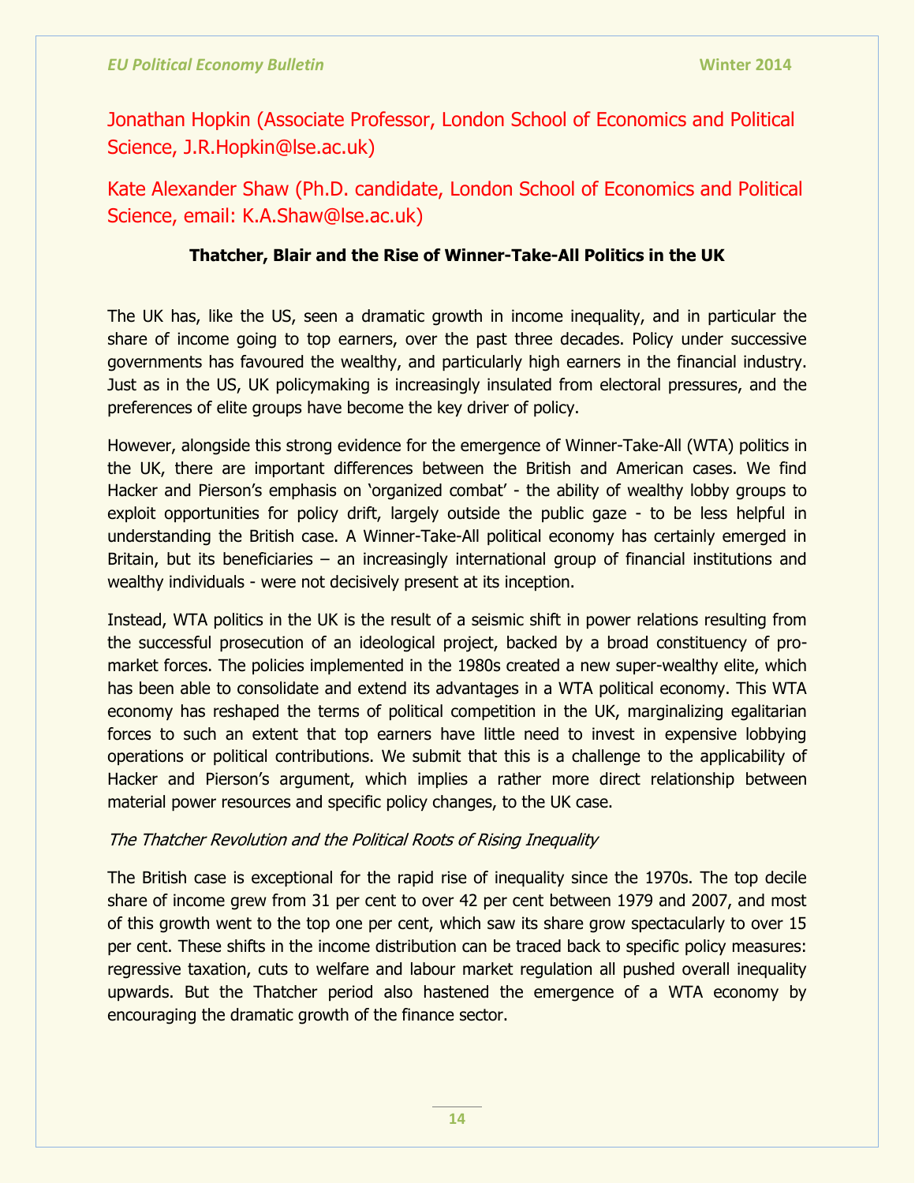Jonathan Hopkin (Associate Professor, London School of Economics and Political Science, J.R.Hopkin@lse.ac.uk)

Kate Alexander Shaw (Ph.D. candidate, London School of Economics and Political Science, email: K.A.Shaw@lse.ac.uk)

## Thatcher, Blair and the Rise of Winner-Take-All Politics in the UK

The UK has, like the US, seen a dramatic growth in income inequality, and in particular the share of income going to top earners, over the past three decades. Policy under successive governments has favoured the wealthy, and particularly high earners in the financial industry. Just as in the US, UK policymaking is increasingly insulated from electoral pressures, and the preferences of elite groups have become the key driver of policy.

However, alongside this strong evidence for the emergence of Winner-Take-All (WTA) politics in the UK, there are important differences between the British and American cases. We find Hacker and Pierson's emphasis on 'organized combat' - the ability of wealthy lobby groups to exploit opportunities for policy drift, largely outside the public gaze - to be less helpful in understanding the British case. A Winner-Take-All political economy has certainly emerged in Britain, but its beneficiaries – an increasingly international group of financial institutions and wealthy individuals - were not decisively present at its inception.

Instead, WTA politics in the UK is the result of a seismic shift in power relations resulting from the successful prosecution of an ideological project, backed by a broad constituency of pro-market forces. The policies implemented in the 1980s created a new super-wealthy elite, which has been able to consolidate and extend its advantages in a WTA political economy. This WTA economy has reshaped the terms of political competition in the UK, marginalizing egalitarian forces to such an extent that top earners have little need to invest in expensive lobbying operations or political contributions. We submit that this is a challenge to the applicability of Hacker and Pierson's argument, which implies a rather more direct relationship between material power resources and specific policy changes, to the UK case.

### *The Thatcher Revolution and the Political Roots of Rising Inequality*

The British case is exceptional for the rapid rise of inequality since the 1970s. The top decile share of income grew from 31 per cent to over 42 per cent between 1979 and 2007, and most of this growth went to the top one per cent, which saw its share grow spectacularly to over 15 per cent. These shifts in the income distribution can be traced back to specific policy measures: regressive taxation, cuts to welfare and labour market regulation all pushed overall inequality upwards. But the Thatcher period also hastened the emergence of a WTA economy by encouraging the dramatic growth of the finance sector.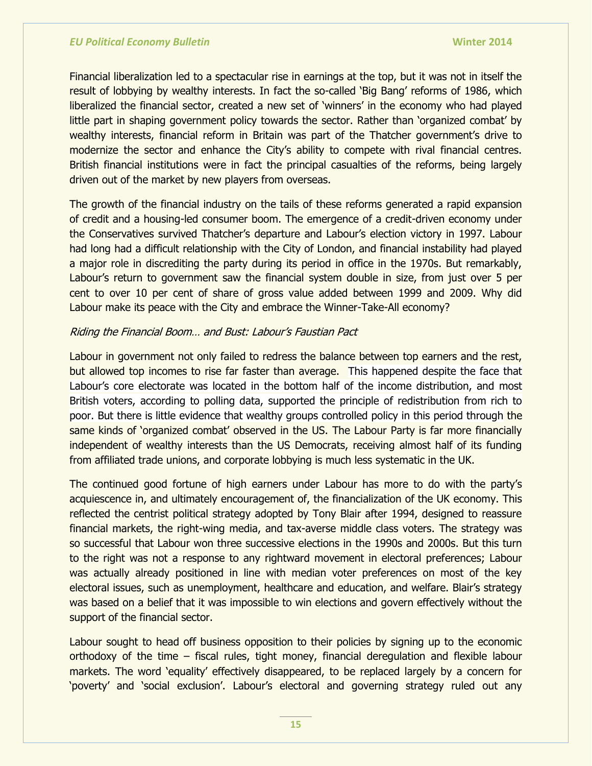Financial liberalization led to a spectacular rise in earnings at the top, but it was not in itself the result of lobbying by wealthy interests. In fact the so-called 'Big Bang' reforms of 1986, which liberalized the financial sector, created a new set of 'winners' in the economy who had played little part in shaping government policy towards the sector. Rather than 'organized combat' by wealthy interests, financial reform in Britain was part of the Thatcher government's drive to modernize the sector and enhance the City's ability to compete with rival financial centres. British financial institutions were in fact the principal casualties of the reforms, being largely driven out of the market by new players from overseas.

The growth of the financial industry on the tails of these reforms generated a rapid expansion of credit and a housing-led consumer boom. The emergence of a credit-driven economy under the Conservatives survived Thatcher's departure and Labour's election victory in 1997. Labour had long had a difficult relationship with the City of London, and financial instability had played a major role in discrediting the party during its period in office in the 1970s. But remarkably, Labour's return to government saw the financial system double in size, from just over 5 per cent to over 10 per cent of share of gross value added between 1999 and 2009. Why did Labour make its peace with the City and embrace the Winner-Take-All economy?

*Riding the Financial Boom… and Bust: Labour's Faustian Pact*

Labour in government not only failed to redress the balance between top earners and the rest, but allowed top incomes to rise far faster than average. This happened despite the face that Labour's core electorate was located in the bottom half of the income distribution, and most British voters, according to polling data, supported the principle of redistribution from rich to poor. But there is little evidence that wealthy groups controlled policy in this period through the same kinds of 'organized combat' observed in the US. The Labour Party is far more financially independent of wealthy interests than the US Democrats, receiving almost half of its funding from affiliated trade unions, and corporate lobbying is much less systematic in the UK.

The continued good fortune of high earners under Labour has more to do with the party's acquiescence in, and ultimately encouragement of, the financialization of the UK economy. This reflected the centrist political strategy adopted by Tony Blair after 1994, designed to reassure financial markets, the right-wing media, and tax-averse middle class voters. The strategy was so successful that Labour won three successive elections in the 1990s and 2000s. But this turn to the right was not a response to any rightward movement in electoral preferences; Labour was actually already positioned in line with median voter preferences on most of the key electoral issues, such as unemployment, healthcare and education, and welfare. Blair's strategy was based on a belief that it was impossible to win elections and govern effectively without the support of the financial sector.

Labour sought to head off business opposition to their policies by signing up to the economic orthodoxy of the time – fiscal rules, tight money, financial deregulation and flexible labour markets. The word 'equality' effectively disappeared, to be replaced largely by a concern for 'poverty' and 'social exclusion'. Labour's electoral and governing strategy ruled out any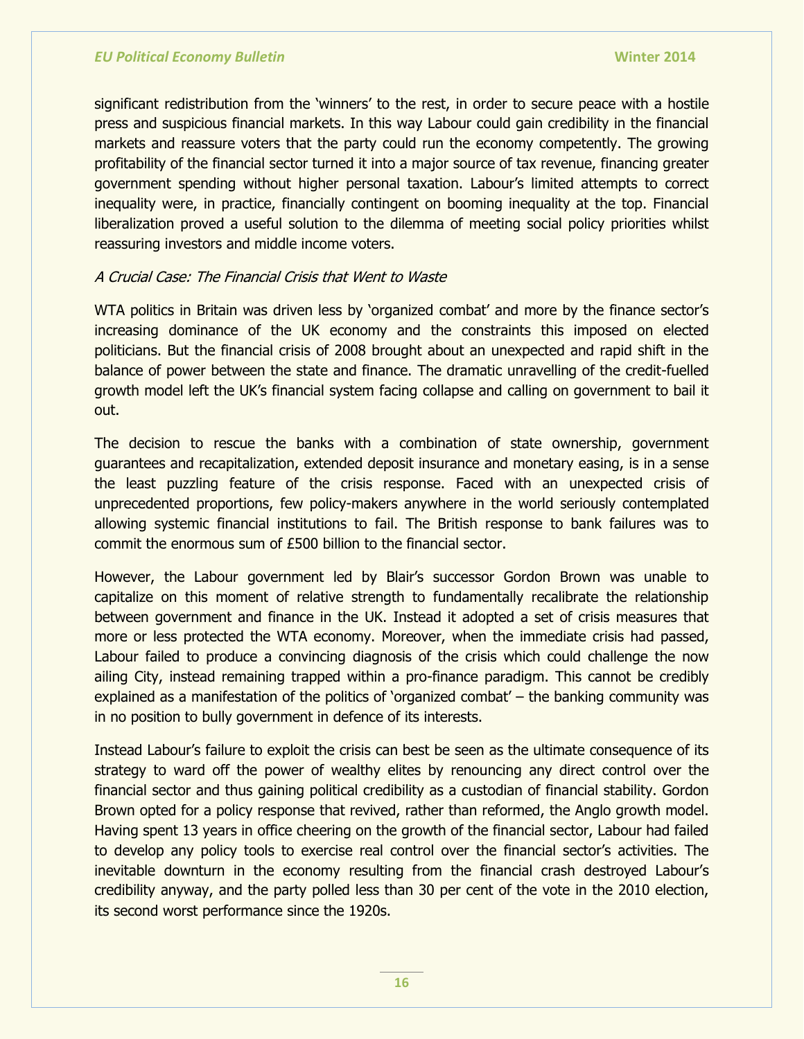significant redistribution from the 'winners' to the rest, in order to secure peace with a hostile press and suspicious financial markets. In this way Labour could gain credibility in the financial markets and reassure voters that the party could run the economy competently. The growing profitability of the financial sector turned it into a major source of tax revenue, financing greater government spending without higher personal taxation. Labour's limited attempts to correct inequality were, in practice, financially contingent on booming inequality at the top. Financial liberalization proved a useful solution to the dilemma of meeting social policy priorities whilst reassuring investors and middle income voters.

*A Crucial Case: The Financial Crisis that Went to Waste*

WTA politics in Britain was driven less by 'organized combat' and more by the finance sector's increasing dominance of the UK economy and the constraints this imposed on elected politicians. But the financial crisis of 2008 brought about an unexpected and rapid shift in the balance of power between the state and finance. The dramatic unravelling of the credit-fuelled growth model left the UK's financial system facing collapse and calling on government to bail it out.

The decision to rescue the banks with a combination of state ownership, government guarantees and recapitalization, extended deposit insurance and monetary easing, is in a sense the least puzzling feature of the crisis response. Faced with an unexpected crisis of unprecedented proportions, few policy-makers anywhere in the world seriously contemplated allowing systemic financial institutions to fail. The British response to bank failures was to commit the enormous sum of £500 billion to the financial sector.

However, the Labour government led by Blair's successor Gordon Brown was unable to capitalize on this moment of relative strength to fundamentally recalibrate the relationship between government and finance in the UK. Instead it adopted a set of crisis measures that more or less protected the WTA economy. Moreover, when the immediate crisis had passed, Labour failed to produce a convincing diagnosis of the crisis which could challenge the now ailing City, instead remaining trapped within a pro-finance paradigm. This cannot be credibly explained as a manifestation of the politics of 'organized combat' – the banking community was in no position to bully government in defence of its interests.

Instead Labour's failure to exploit the crisis can best be seen as the ultimate consequence of its strategy to ward off the power of wealthy elites by renouncing any direct control over the financial sector and thus gaining political credibility as a custodian of financial stability. Gordon Brown opted for a policy response that revived, rather than reformed, the Anglo growth model. Having spent 13 years in office cheering on the growth of the financial sector, Labour had failed to develop any policy tools to exercise real control over the financial sector's activities. The inevitable downturn in the economy resulting from the financial crash destroyed Labour's credibility anyway, and the party polled less than 30 per cent of the vote in the 2010 election, its second worst performance since the 1920s.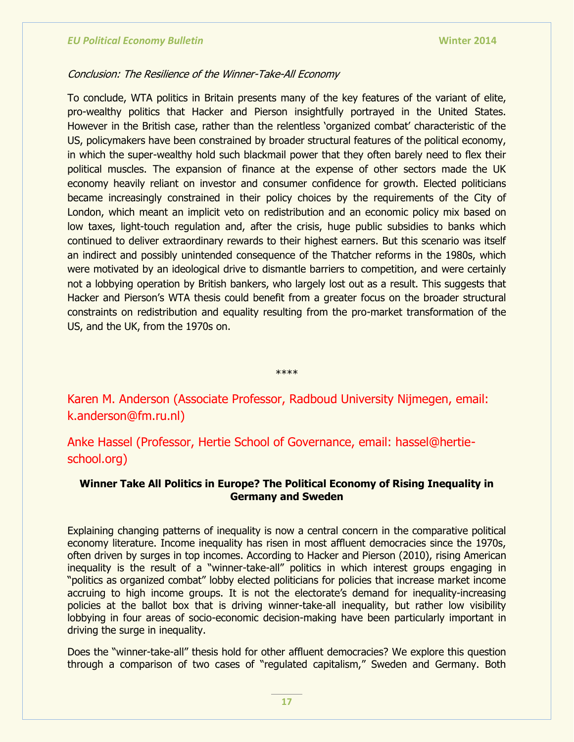*Conclusion: The Resilience of the Winner-Take-All Economy*

To conclude, WTA politics in Britain presents many of the key features of the variant of elite, pro-wealthy politics that Hacker and Pierson insightfully portrayed in the United States. However in the British case, rather than the relentless 'organized combat' characteristic of the US, policymakers have been constrained by broader structural features of the political economy, in which the super-wealthy hold such blackmail power that they often barely need to flex their political muscles. The expansion of finance at the expense of other sectors made the UK economy heavily reliant on investor and consumer confidence for growth. Elected politicians became increasingly constrained in their policy choices by the requirements of the City of London, which meant an implicit veto on redistribution and an economic policy mix based on low taxes, light-touch regulation and, after the crisis, huge public subsidies to banks which continued to deliver extraordinary rewards to their highest earners. But this scenario was itself an indirect and possibly unintended consequence of the Thatcher reforms in the 1980s, which were motivated by an ideological drive to dismantle barriers to competition, and were certainly not a lobbying operation by British bankers, who largely lost out as a result. This suggests that Hacker and Pierson's WTA thesis could benefit from a greater focus on the broader structural constraints on redistribution and equality resulting from the pro-market transformation of the US, and the UK, from the 1970s on.

****

Karen M. Anderson (Associate Professor, Radboud University Nijmegen, email: k.anderson@fm.ru.nl)

Anke Hassel (Professor, Hertie School of Governance, email: hassel@hertie-school.org)

**Winner Take All Politics in Europe? The Political Economy of Rising Inequality in Germany and Sweden**

Explaining changing patterns of inequality is now a central concern in the comparative political economy literature. Income inequality has risen in most affluent democracies since the 1970s, often driven by surges in top incomes. According to Hacker and Pierson (2010), rising American inequality is the result of a "winner-take-all" politics in which interest groups engaging in "politics as organized combat" lobby elected politicians for policies that increase market income accruing to high income groups. It is not the electorate's demand for inequality-increasing policies at the ballot box that is driving winner-take-all inequality, but rather low visibility lobbying in four areas of socio-economic decision-making have been particularly important in driving the surge in inequality.

Does the "winner-take-all" thesis hold for other affluent democracies? We explore this question through a comparison of two cases of "regulated capitalism," Sweden and Germany. Both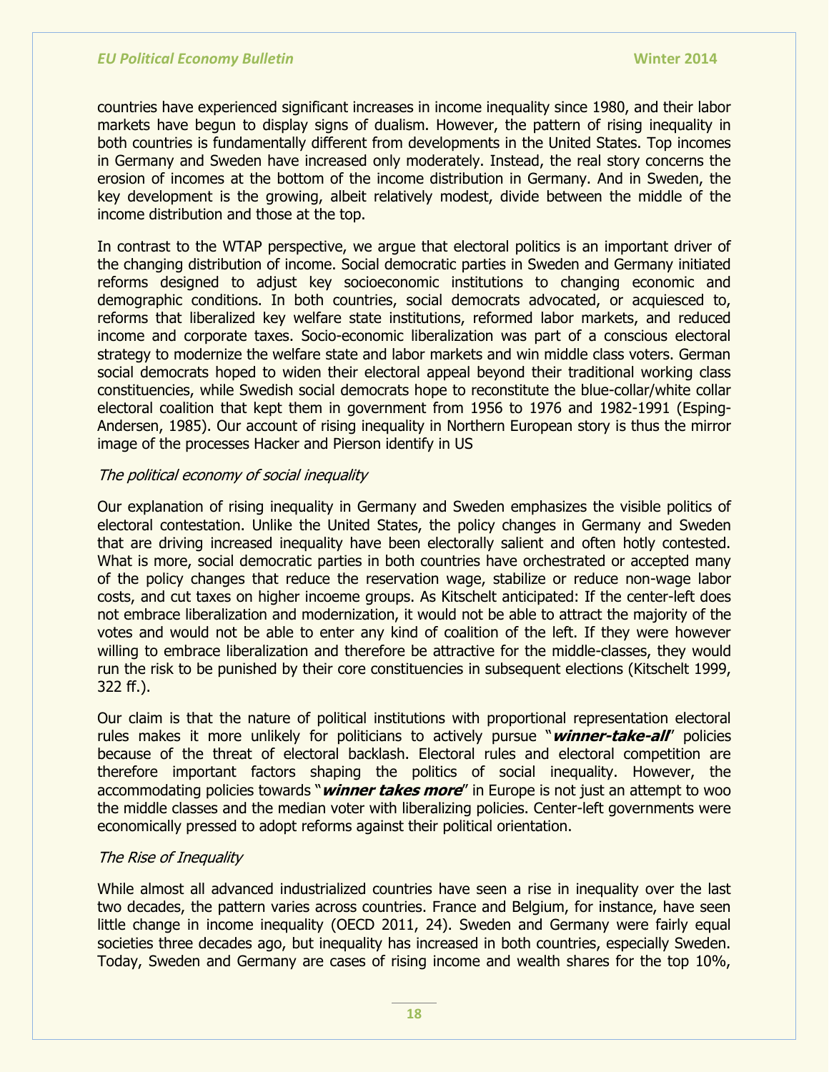countries have experienced significant increases in income inequality since 1980, and their labor markets have begun to display signs of dualism. However, the pattern of rising inequality in both countries is fundamentally different from developments in the United States. Top incomes in Germany and Sweden have increased only moderately. Instead, the real story concerns the erosion of incomes at the bottom of the income distribution in Germany. And in Sweden, the key development is the growing, albeit relatively modest, divide between the middle of the income distribution and those at the top.

In contrast to the WTAP perspective, we argue that electoral politics is an important driver of the changing distribution of income. Social democratic parties in Sweden and Germany initiated reforms designed to adjust key socioeconomic institutions to changing economic and demographic conditions. In both countries, social democrats advocated, or acquiesced to, reforms that liberalized key welfare state institutions, reformed labor markets, and reduced income and corporate taxes. Socio-economic liberalization was part of a conscious electoral strategy to modernize the welfare state and labor markets and win middle class voters. German social democrats hoped to widen their electoral appeal beyond their traditional working class constituencies, while Swedish social democrats hope to reconstitute the blue-collar/white collar electoral coalition that kept them in government from 1956 to 1976 and 1982-1991 (Esping-Andersen, 1985). Our account of rising inequality in Northern European story is thus the mirror image of the processes Hacker and Pierson identify in US

*The political economy of social inequality*

Our explanation of rising inequality in Germany and Sweden emphasizes the visible politics of electoral contestation. Unlike the United States, the policy changes in Germany and Sweden that are driving increased inequality have been electorally salient and often hotly contested. What is more, social democratic parties in both countries have orchestrated or accepted many of the policy changes that reduce the reservation wage, stabilize or reduce non-wage labor costs, and cut taxes on higher incoeme groups. As Kitschelt anticipated: If the center-left does not embrace liberalization and modernization, it would not be able to attract the majority of the votes and would not be able to enter any kind of coalition of the left. If they were however willing to embrace liberalization and therefore be attractive for the middle-classes, they would run the risk to be punished by their core constituencies in subsequent elections (Kitschelt 1999, 322 ff.).

Our claim is that the nature of political institutions with proportional representation electoral rules makes it more unlikely for politicians to actively pursue "***winner-take-all***" policies because of the threat of electoral backlash. Electoral rules and electoral competition are therefore important factors shaping the politics of social inequality. However, the accommodating policies towards "***winner takes more***" in Europe is not just an attempt to woo the middle classes and the median voter with liberalizing policies. Center-left governments were economically pressed to adopt reforms against their political orientation.

*The Rise of Inequality*

While almost all advanced industrialized countries have seen a rise in inequality over the last two decades, the pattern varies across countries. France and Belgium, for instance, have seen little change in income inequality (OECD 2011, 24). Sweden and Germany were fairly equal societies three decades ago, but inequality has increased in both countries, especially Sweden. Today, Sweden and Germany are cases of rising income and wealth shares for the top 10%,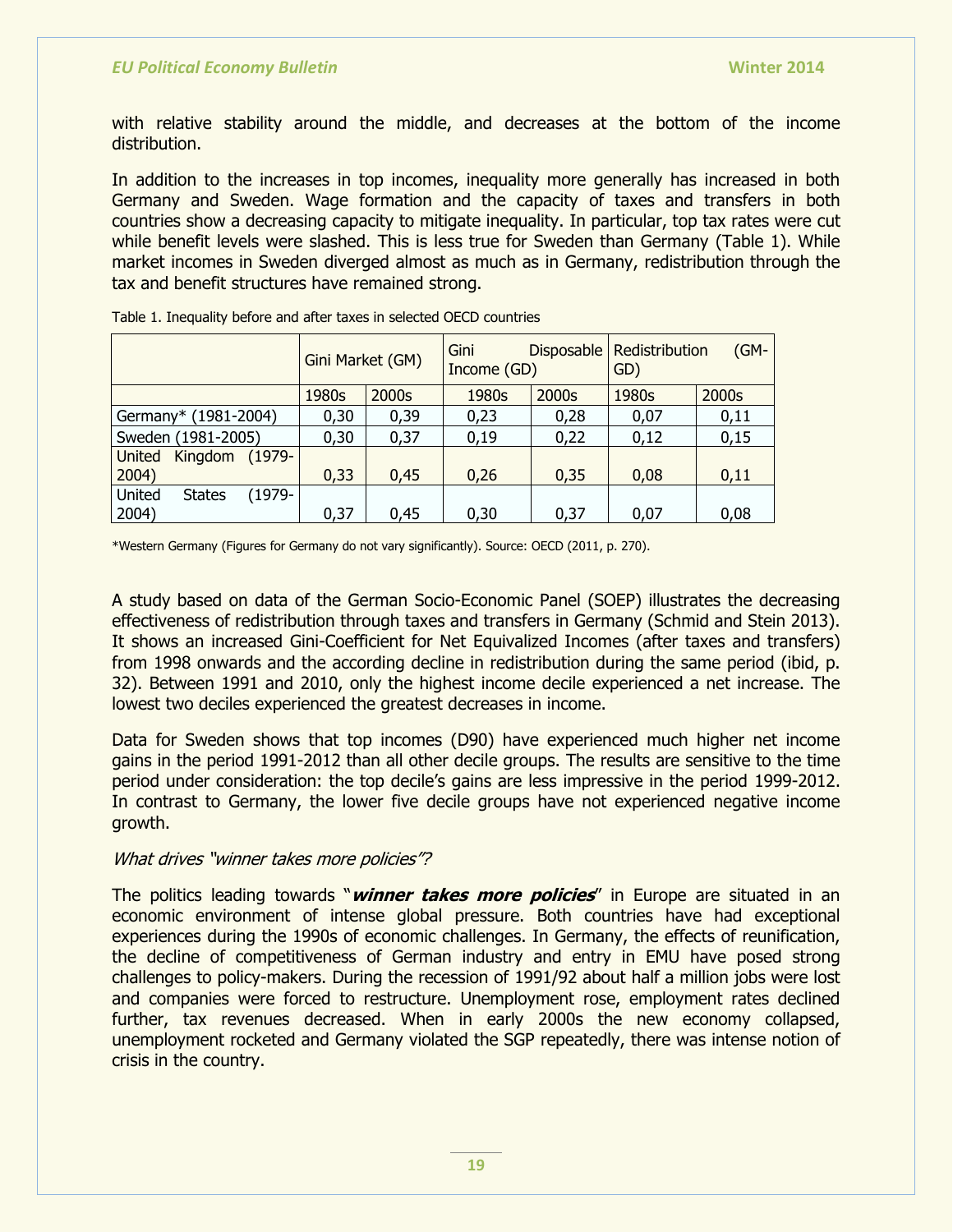with relative stability around the middle, and decreases at the bottom of the income distribution.

In addition to the increases in top incomes, inequality more generally has increased in both Germany and Sweden. Wage formation and the capacity of taxes and transfers in both countries show a decreasing capacity to mitigate inequality. In particular, top tax rates were cut while benefit levels were slashed. This is less true for Sweden than Germany (Table 1). While market incomes in Sweden diverged almost as much as in Germany, redistribution through the tax and benefit structures have remained strong.

Table 1. Inequality before and after taxes in selected OECD countries

| | Gini Market (GM) | | Gini Disposable Income (GD) | | Redistribution (GM-GD) | |
|---|---|---|---|---|---|---|
| | 1980s | 2000s | 1980s | 2000s | 1980s | 2000s |
| Germany* (1981-2004) | 0,30 | 0,39 | 0,23 | 0,28 | 0,07 | 0,11 |
| Sweden (1981-2005) | 0,30 | 0,37 | 0,19 | 0,22 | 0,12 | 0,15 |
| United Kingdom (1979-2004) | 0,33 | 0,45 | 0,26 | 0,35 | 0,08 | 0,11 |
| United States (1979-2004) | 0,37 | 0,45 | 0,30 | 0,37 | 0,07 | 0,08 |

*Western Germany (Figures for Germany do not vary significantly). Source: OECD (2011, p. 270).

A study based on data of the German Socio-Economic Panel (SOEP) illustrates the decreasing effectiveness of redistribution through taxes and transfers in Germany (Schmid and Stein 2013). It shows an increased Gini-Coefficient for Net Equivalized Incomes (after taxes and transfers) from 1998 onwards and the according decline in redistribution during the same period (ibid, p. 32). Between 1991 and 2010, only the highest income decile experienced a net increase. The lowest two deciles experienced the greatest decreases in income.

Data for Sweden shows that top incomes (D90) have experienced much higher net income gains in the period 1991-2012 than all other decile groups. The results are sensitive to the time period under consideration: the top decile's gains are less impressive in the period 1999-2012. In contrast to Germany, the lower five decile groups have not experienced negative income growth.

*What drives "winner takes more policies"?*

The politics leading towards "***winner takes more policies***" in Europe are situated in an economic environment of intense global pressure. Both countries have had exceptional experiences during the 1990s of economic challenges. In Germany, the effects of reunification, the decline of competitiveness of German industry and entry in EMU have posed strong challenges to policy-makers. During the recession of 1991/92 about half a million jobs were lost and companies were forced to restructure. Unemployment rose, employment rates declined further, tax revenues decreased. When in early 2000s the new economy collapsed, unemployment rocketed and Germany violated the SGP repeatedly, there was intense notion of crisis in the country.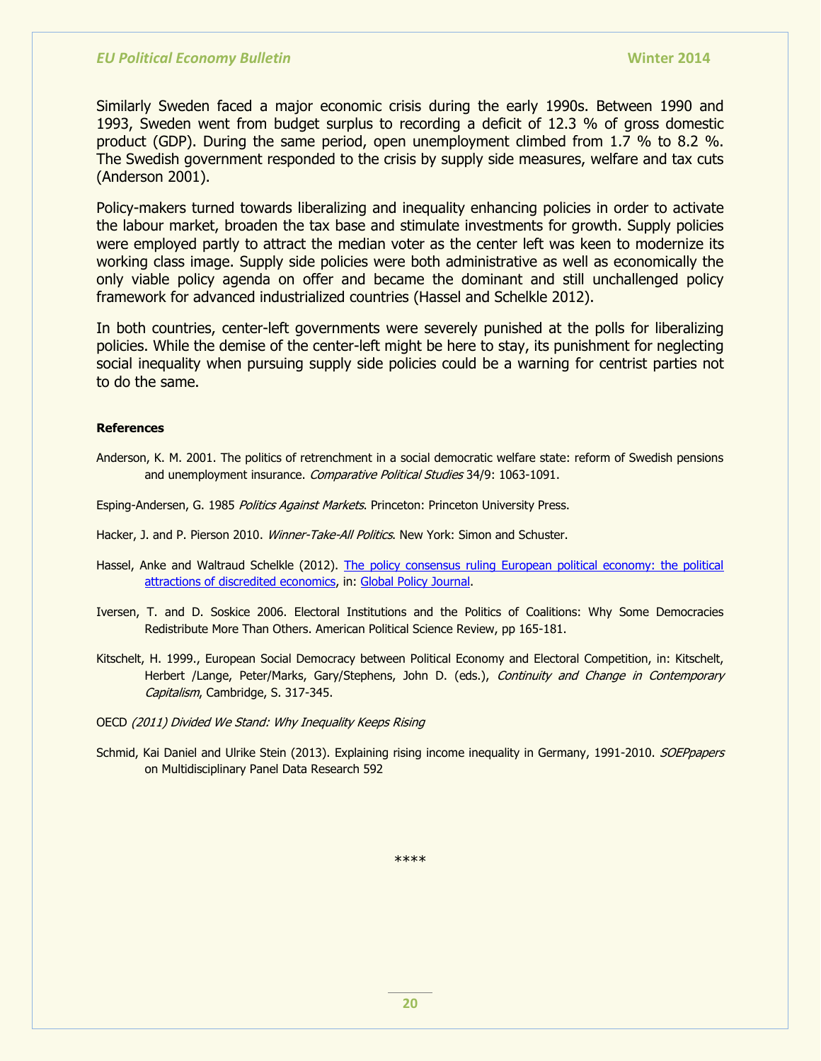Similarly Sweden faced a major economic crisis during the early 1990s. Between 1990 and 1993, Sweden went from budget surplus to recording a deficit of 12.3 % of gross domestic product (GDP). During the same period, open unemployment climbed from 1.7 % to 8.2 %. The Swedish government responded to the crisis by supply side measures, welfare and tax cuts (Anderson 2001).

Policy-makers turned towards liberalizing and inequality enhancing policies in order to activate the labour market, broaden the tax base and stimulate investments for growth. Supply policies were employed partly to attract the median voter as the center left was keen to modernize its working class image. Supply side policies were both administrative as well as economically the only viable policy agenda on offer and became the dominant and still unchallenged policy framework for advanced industrialized countries (Hassel and Schelkle 2012).

In both countries, center-left governments were severely punished at the polls for liberalizing policies. While the demise of the center-left might be here to stay, its punishment for neglecting social inequality when pursuing supply side policies could be a warning for centrist parties not to do the same.

**References**

Anderson, K. M. 2001. The politics of retrenchment in a social democratic welfare state: reform of Swedish pensions and unemployment insurance. *Comparative Political Studies* 34/9: 1063-1091.

Esping-Andersen, G. 1985 *Politics Against Markets*. Princeton: Princeton University Press.

Hacker, J. and P. Pierson 2010. *Winner-Take-All Politics*. New York: Simon and Schuster.

Hassel, Anke and Waltraud Schelkle (2012). The policy consensus ruling European political economy: the political attractions of discredited economics, in: Global Policy Journal.

Iversen, T. and D. Soskice 2006. Electoral Institutions and the Politics of Coalitions: Why Some Democracies Redistribute More Than Others. American Political Science Review, pp 165-181.

Kitschelt, H. 1999., European Social Democracy between Political Economy and Electoral Competition, in: Kitschelt, Herbert /Lange, Peter/Marks, Gary/Stephens, John D. (eds.), *Continuity and Change in Contemporary Capitalism*, Cambridge, S. 317-345.

OECD *(2011) Divided We Stand: Why Inequality Keeps Rising*

Schmid, Kai Daniel and Ulrike Stein (2013). Explaining rising income inequality in Germany, 1991-2010. *SOEPpapers* on Multidisciplinary Panel Data Research 592

\*\*\*\*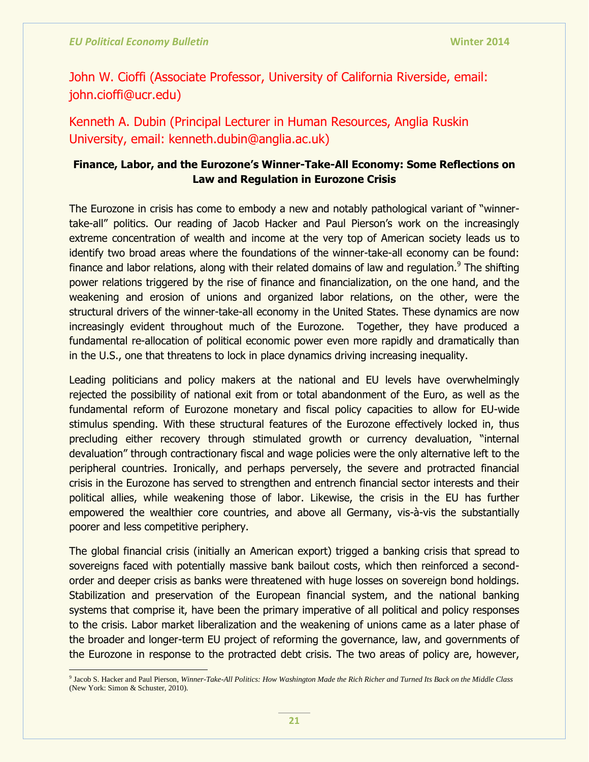John W. Cioffi (Associate Professor, University of California Riverside, email: john.cioffi@ucr.edu)

Kenneth A. Dubin (Principal Lecturer in Human Resources, Anglia Ruskin University, email: kenneth.dubin@anglia.ac.uk)

## Finance, Labor, and the Eurozone's Winner-Take-All Economy: Some Reflections on Law and Regulation in Eurozone Crisis

The Eurozone in crisis has come to embody a new and notably pathological variant of "winner-take-all" politics. Our reading of Jacob Hacker and Paul Pierson's work on the increasingly extreme concentration of wealth and income at the very top of American society leads us to identify two broad areas where the foundations of the winner-take-all economy can be found: finance and labor relations, along with their related domains of law and regulation.[9] The shifting power relations triggered by the rise of finance and financialization, on the one hand, and the weakening and erosion of unions and organized labor relations, on the other, were the structural drivers of the winner-take-all economy in the United States. These dynamics are now increasingly evident throughout much of the Eurozone. Together, they have produced a fundamental re-allocation of political economic power even more rapidly and dramatically than in the U.S., one that threatens to lock in place dynamics driving increasing inequality.

Leading politicians and policy makers at the national and EU levels have overwhelmingly rejected the possibility of national exit from or total abandonment of the Euro, as well as the fundamental reform of Eurozone monetary and fiscal policy capacities to allow for EU-wide stimulus spending. With these structural features of the Eurozone effectively locked in, thus precluding either recovery through stimulated growth or currency devaluation, "internal devaluation" through contractionary fiscal and wage policies were the only alternative left to the peripheral countries. Ironically, and perhaps perversely, the severe and protracted financial crisis in the Eurozone has served to strengthen and entrench financial sector interests and their political allies, while weakening those of labor. Likewise, the crisis in the EU has further empowered the wealthier core countries, and above all Germany, vis-à-vis the substantially poorer and less competitive periphery.

The global financial crisis (initially an American export) trigged a banking crisis that spread to sovereigns faced with potentially massive bank bailout costs, which then reinforced a second-order and deeper crisis as banks were threatened with huge losses on sovereign bond holdings. Stabilization and preservation of the European financial system, and the national banking systems that comprise it, have been the primary imperative of all political and policy responses to the crisis. Labor market liberalization and the weakening of unions came as a later phase of the broader and longer-term EU project of reforming the governance, law, and governments of the Eurozone in response to the protracted debt crisis. The two areas of policy are, however,

[9] Jacob S. Hacker and Paul Pierson, *Winner-Take-All Politics: How Washington Made the Rich Richer and Turned Its Back on the Middle Class* (New York: Simon & Schuster, 2010).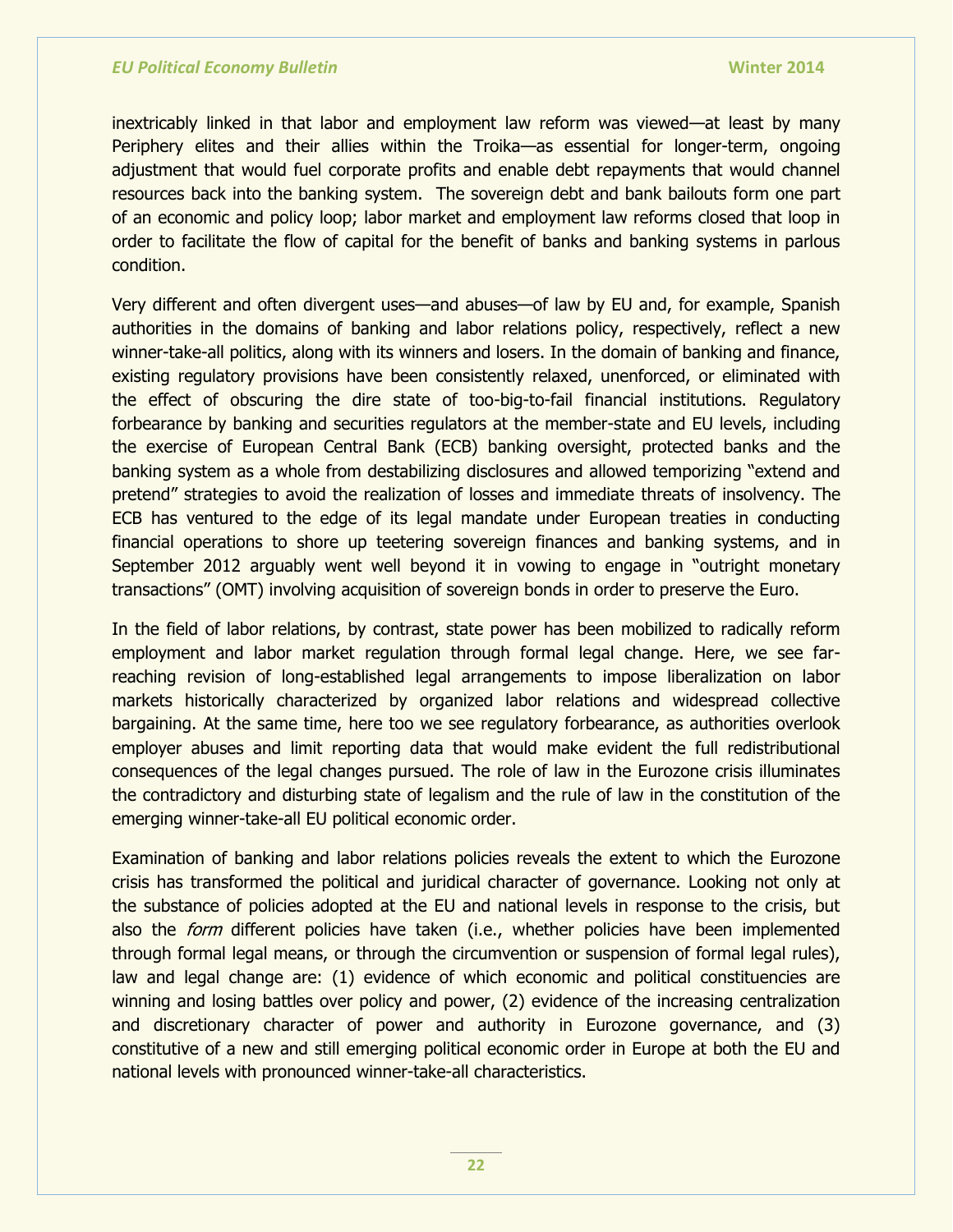inextricably linked in that labor and employment law reform was viewed—at least by many Periphery elites and their allies within the Troika—as essential for longer-term, ongoing adjustment that would fuel corporate profits and enable debt repayments that would channel resources back into the banking system. The sovereign debt and bank bailouts form one part of an economic and policy loop; labor market and employment law reforms closed that loop in order to facilitate the flow of capital for the benefit of banks and banking systems in parlous condition.

Very different and often divergent uses—and abuses—of law by EU and, for example, Spanish authorities in the domains of banking and labor relations policy, respectively, reflect a new winner-take-all politics, along with its winners and losers. In the domain of banking and finance, existing regulatory provisions have been consistently relaxed, unenforced, or eliminated with the effect of obscuring the dire state of too-big-to-fail financial institutions. Regulatory forbearance by banking and securities regulators at the member-state and EU levels, including the exercise of European Central Bank (ECB) banking oversight, protected banks and the banking system as a whole from destabilizing disclosures and allowed temporizing "extend and pretend" strategies to avoid the realization of losses and immediate threats of insolvency. The ECB has ventured to the edge of its legal mandate under European treaties in conducting financial operations to shore up teetering sovereign finances and banking systems, and in September 2012 arguably went well beyond it in vowing to engage in "outright monetary transactions" (OMT) involving acquisition of sovereign bonds in order to preserve the Euro.

In the field of labor relations, by contrast, state power has been mobilized to radically reform employment and labor market regulation through formal legal change. Here, we see far-reaching revision of long-established legal arrangements to impose liberalization on labor markets historically characterized by organized labor relations and widespread collective bargaining. At the same time, here too we see regulatory forbearance, as authorities overlook employer abuses and limit reporting data that would make evident the full redistributional consequences of the legal changes pursued. The role of law in the Eurozone crisis illuminates the contradictory and disturbing state of legalism and the rule of law in the constitution of the emerging winner-take-all EU political economic order.

Examination of banking and labor relations policies reveals the extent to which the Eurozone crisis has transformed the political and juridical character of governance. Looking not only at the substance of policies adopted at the EU and national levels in response to the crisis, but also the *form* different policies have taken (i.e., whether policies have been implemented through formal legal means, or through the circumvention or suspension of formal legal rules), law and legal change are: (1) evidence of which economic and political constituencies are winning and losing battles over policy and power, (2) evidence of the increasing centralization and discretionary character of power and authority in Eurozone governance, and (3) constitutive of a new and still emerging political economic order in Europe at both the EU and national levels with pronounced winner-take-all characteristics.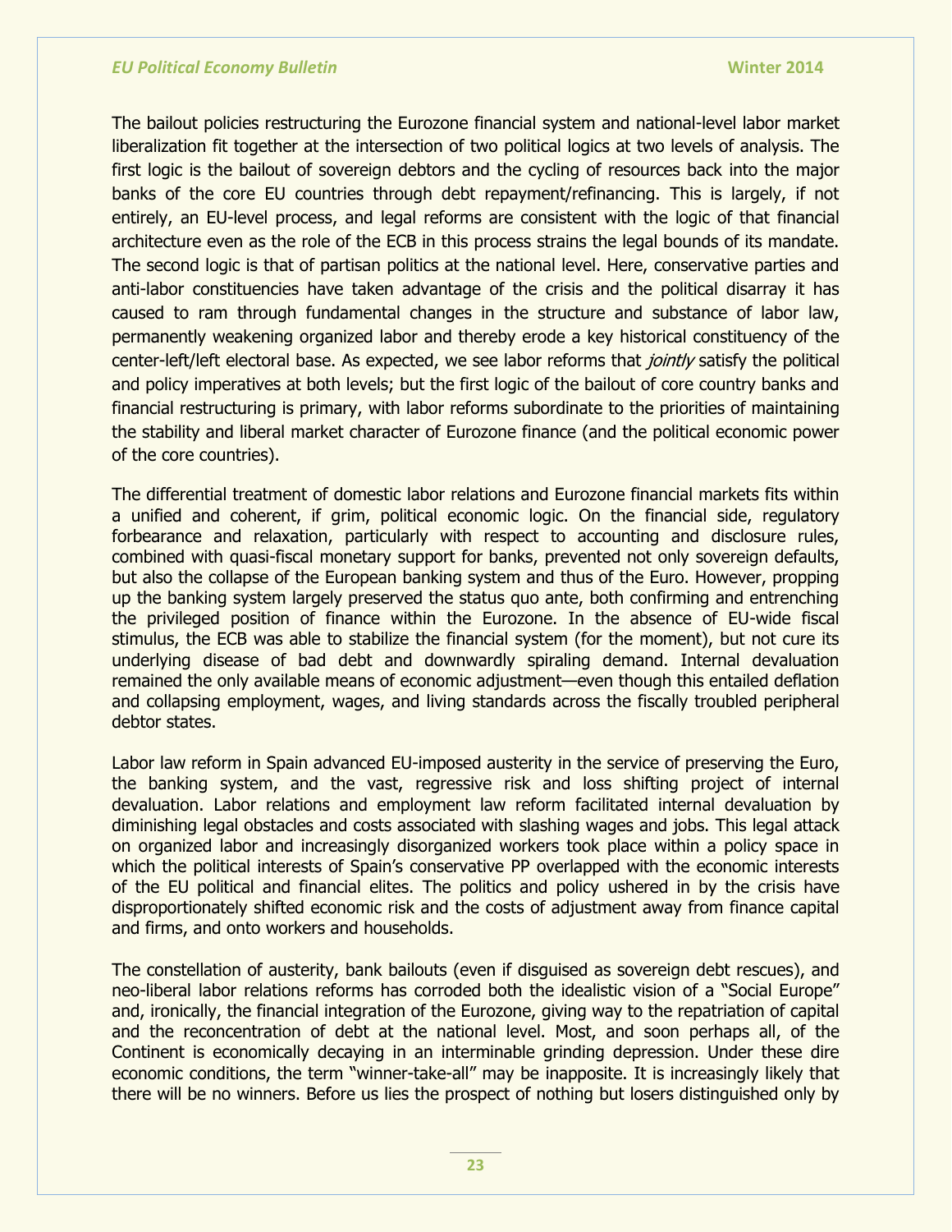The bailout policies restructuring the Eurozone financial system and national-level labor market liberalization fit together at the intersection of two political logics at two levels of analysis. The first logic is the bailout of sovereign debtors and the cycling of resources back into the major banks of the core EU countries through debt repayment/refinancing. This is largely, if not entirely, an EU-level process, and legal reforms are consistent with the logic of that financial architecture even as the role of the ECB in this process strains the legal bounds of its mandate. The second logic is that of partisan politics at the national level. Here, conservative parties and anti-labor constituencies have taken advantage of the crisis and the political disarray it has caused to ram through fundamental changes in the structure and substance of labor law, permanently weakening organized labor and thereby erode a key historical constituency of the center-left/left electoral base. As expected, we see labor reforms that *jointly* satisfy the political and policy imperatives at both levels; but the first logic of the bailout of core country banks and financial restructuring is primary, with labor reforms subordinate to the priorities of maintaining the stability and liberal market character of Eurozone finance (and the political economic power of the core countries).

The differential treatment of domestic labor relations and Eurozone financial markets fits within a unified and coherent, if grim, political economic logic. On the financial side, regulatory forbearance and relaxation, particularly with respect to accounting and disclosure rules, combined with quasi-fiscal monetary support for banks, prevented not only sovereign defaults, but also the collapse of the European banking system and thus of the Euro. However, propping up the banking system largely preserved the status quo ante, both confirming and entrenching the privileged position of finance within the Eurozone. In the absence of EU-wide fiscal stimulus, the ECB was able to stabilize the financial system (for the moment), but not cure its underlying disease of bad debt and downwardly spiraling demand. Internal devaluation remained the only available means of economic adjustment—even though this entailed deflation and collapsing employment, wages, and living standards across the fiscally troubled peripheral debtor states.

Labor law reform in Spain advanced EU-imposed austerity in the service of preserving the Euro, the banking system, and the vast, regressive risk and loss shifting project of internal devaluation. Labor relations and employment law reform facilitated internal devaluation by diminishing legal obstacles and costs associated with slashing wages and jobs. This legal attack on organized labor and increasingly disorganized workers took place within a policy space in which the political interests of Spain's conservative PP overlapped with the economic interests of the EU political and financial elites. The politics and policy ushered in by the crisis have disproportionately shifted economic risk and the costs of adjustment away from finance capital and firms, and onto workers and households.

The constellation of austerity, bank bailouts (even if disguised as sovereign debt rescues), and neo-liberal labor relations reforms has corroded both the idealistic vision of a "Social Europe" and, ironically, the financial integration of the Eurozone, giving way to the repatriation of capital and the reconcentration of debt at the national level. Most, and soon perhaps all, of the Continent is economically decaying in an interminable grinding depression. Under these dire economic conditions, the term "winner-take-all" may be inapposite. It is increasingly likely that there will be no winners. Before us lies the prospect of nothing but losers distinguished only by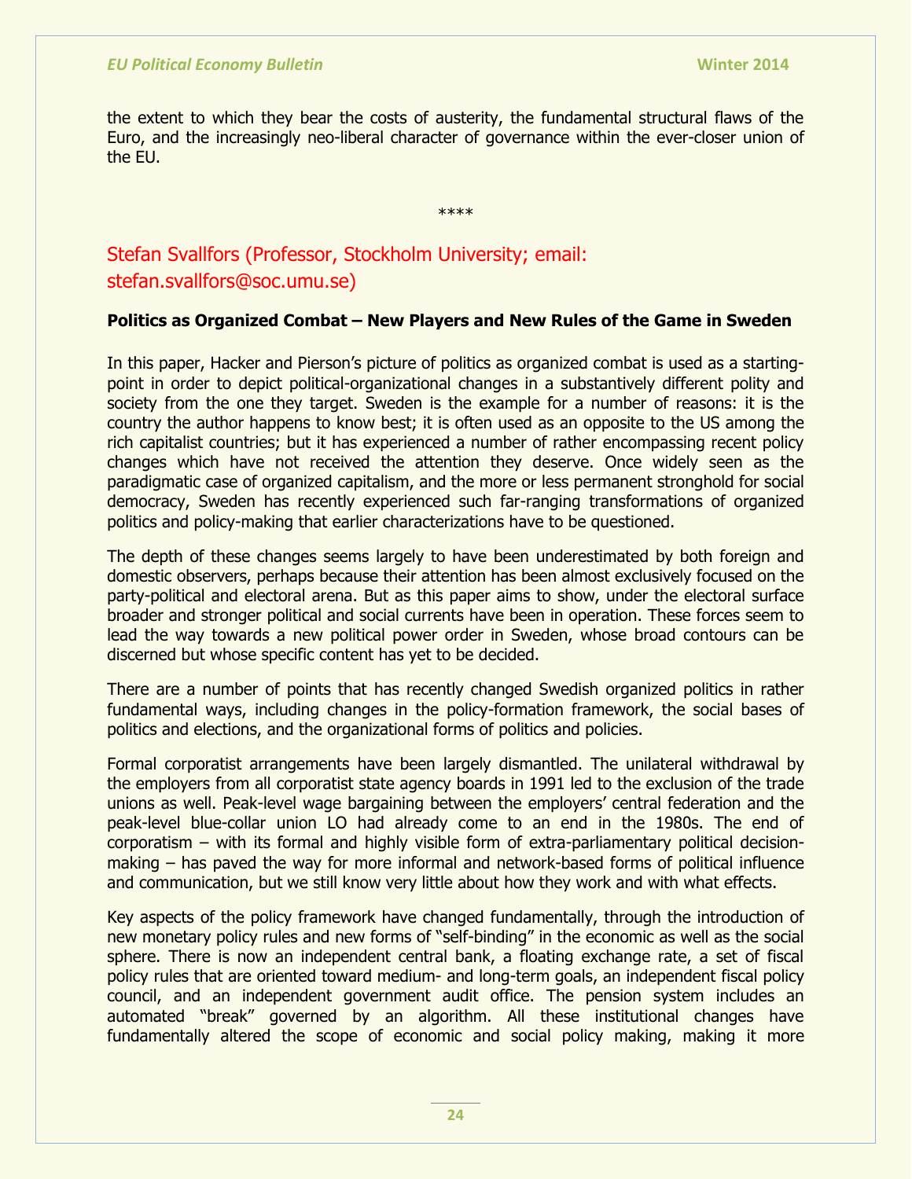the extent to which they bear the costs of austerity, the fundamental structural flaws of the Euro, and the increasingly neo-liberal character of governance within the ever-closer union of the EU.

****

## Stefan Svallfors (Professor, Stockholm University; email: stefan.svallfors@soc.umu.se)

**Politics as Organized Combat – New Players and New Rules of the Game in Sweden**

In this paper, Hacker and Pierson's picture of politics as organized combat is used as a starting-point in order to depict political-organizational changes in a substantively different polity and society from the one they target. Sweden is the example for a number of reasons: it is the country the author happens to know best; it is often used as an opposite to the US among the rich capitalist countries; but it has experienced a number of rather encompassing recent policy changes which have not received the attention they deserve. Once widely seen as the paradigmatic case of organized capitalism, and the more or less permanent stronghold for social democracy, Sweden has recently experienced such far-ranging transformations of organized politics and policy-making that earlier characterizations have to be questioned.

The depth of these changes seems largely to have been underestimated by both foreign and domestic observers, perhaps because their attention has been almost exclusively focused on the party-political and electoral arena. But as this paper aims to show, under the electoral surface broader and stronger political and social currents have been in operation. These forces seem to lead the way towards a new political power order in Sweden, whose broad contours can be discerned but whose specific content has yet to be decided.

There are a number of points that has recently changed Swedish organized politics in rather fundamental ways, including changes in the policy-formation framework, the social bases of politics and elections, and the organizational forms of politics and policies.

Formal corporatist arrangements have been largely dismantled. The unilateral withdrawal by the employers from all corporatist state agency boards in 1991 led to the exclusion of the trade unions as well. Peak-level wage bargaining between the employers' central federation and the peak-level blue-collar union LO had already come to an end in the 1980s. The end of corporatism – with its formal and highly visible form of extra-parliamentary political decision-making – has paved the way for more informal and network-based forms of political influence and communication, but we still know very little about how they work and with what effects.

Key aspects of the policy framework have changed fundamentally, through the introduction of new monetary policy rules and new forms of "self-binding" in the economic as well as the social sphere. There is now an independent central bank, a floating exchange rate, a set of fiscal policy rules that are oriented toward medium- and long-term goals, an independent fiscal policy council, and an independent government audit office. The pension system includes an automated "break" governed by an algorithm. All these institutional changes have fundamentally altered the scope of economic and social policy making, making it more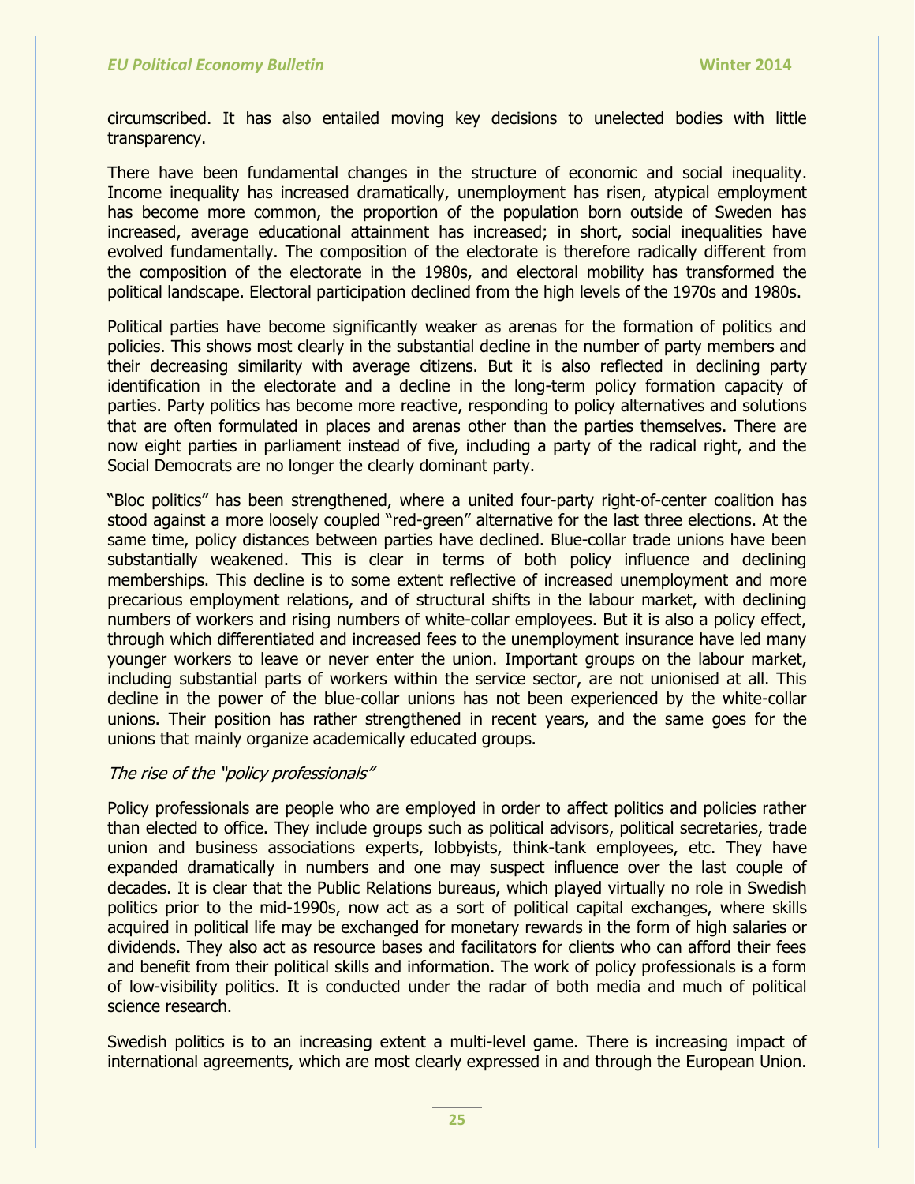circumscribed. It has also entailed moving key decisions to unelected bodies with little transparency.

There have been fundamental changes in the structure of economic and social inequality. Income inequality has increased dramatically, unemployment has risen, atypical employment has become more common, the proportion of the population born outside of Sweden has increased, average educational attainment has increased; in short, social inequalities have evolved fundamentally. The composition of the electorate is therefore radically different from the composition of the electorate in the 1980s, and electoral mobility has transformed the political landscape. Electoral participation declined from the high levels of the 1970s and 1980s.

Political parties have become significantly weaker as arenas for the formation of politics and policies. This shows most clearly in the substantial decline in the number of party members and their decreasing similarity with average citizens. But it is also reflected in declining party identification in the electorate and a decline in the long-term policy formation capacity of parties. Party politics has become more reactive, responding to policy alternatives and solutions that are often formulated in places and arenas other than the parties themselves. There are now eight parties in parliament instead of five, including a party of the radical right, and the Social Democrats are no longer the clearly dominant party.

"Bloc politics" has been strengthened, where a united four-party right-of-center coalition has stood against a more loosely coupled "red-green" alternative for the last three elections. At the same time, policy distances between parties have declined. Blue-collar trade unions have been substantially weakened. This is clear in terms of both policy influence and declining memberships. This decline is to some extent reflective of increased unemployment and more precarious employment relations, and of structural shifts in the labour market, with declining numbers of workers and rising numbers of white-collar employees. But it is also a policy effect, through which differentiated and increased fees to the unemployment insurance have led many younger workers to leave or never enter the union. Important groups on the labour market, including substantial parts of workers within the service sector, are not unionised at all. This decline in the power of the blue-collar unions has not been experienced by the white-collar unions. Their position has rather strengthened in recent years, and the same goes for the unions that mainly organize academically educated groups.

*The rise of the "policy professionals"*

Policy professionals are people who are employed in order to affect politics and policies rather than elected to office. They include groups such as political advisors, political secretaries, trade union and business associations experts, lobbyists, think-tank employees, etc. They have expanded dramatically in numbers and one may suspect influence over the last couple of decades. It is clear that the Public Relations bureaus, which played virtually no role in Swedish politics prior to the mid-1990s, now act as a sort of political capital exchanges, where skills acquired in political life may be exchanged for monetary rewards in the form of high salaries or dividends. They also act as resource bases and facilitators for clients who can afford their fees and benefit from their political skills and information. The work of policy professionals is a form of low-visibility politics. It is conducted under the radar of both media and much of political science research.

Swedish politics is to an increasing extent a multi-level game. There is increasing impact of international agreements, which are most clearly expressed in and through the European Union.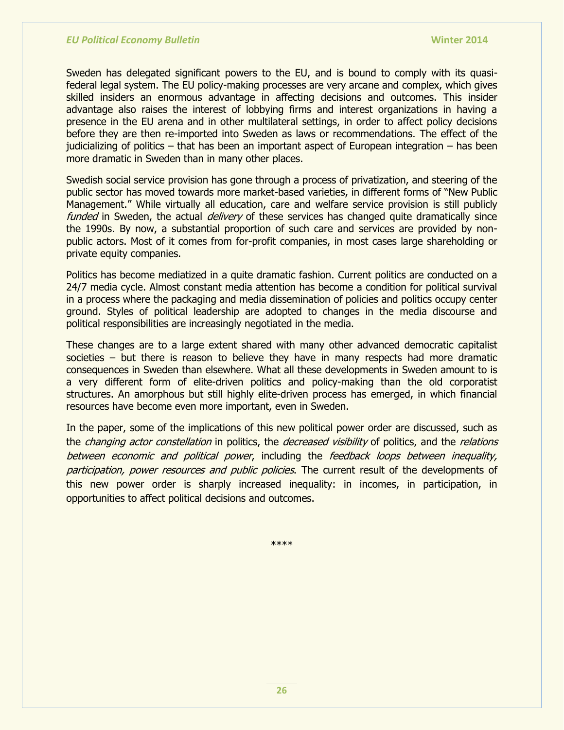Sweden has delegated significant powers to the EU, and is bound to comply with its quasi-federal legal system. The EU policy-making processes are very arcane and complex, which gives skilled insiders an enormous advantage in affecting decisions and outcomes. This insider advantage also raises the interest of lobbying firms and interest organizations in having a presence in the EU arena and in other multilateral settings, in order to affect policy decisions before they are then re-imported into Sweden as laws or recommendations. The effect of the judicializing of politics – that has been an important aspect of European integration – has been more dramatic in Sweden than in many other places.

Swedish social service provision has gone through a process of privatization, and steering of the public sector has moved towards more market-based varieties, in different forms of "New Public Management." While virtually all education, care and welfare service provision is still publicly *funded* in Sweden, the actual *delivery* of these services has changed quite dramatically since the 1990s. By now, a substantial proportion of such care and services are provided by non-public actors. Most of it comes from for-profit companies, in most cases large shareholding or private equity companies.

Politics has become mediatized in a quite dramatic fashion. Current politics are conducted on a 24/7 media cycle. Almost constant media attention has become a condition for political survival in a process where the packaging and media dissemination of policies and politics occupy center ground. Styles of political leadership are adopted to changes in the media discourse and political responsibilities are increasingly negotiated in the media.

These changes are to a large extent shared with many other advanced democratic capitalist societies – but there is reason to believe they have in many respects had more dramatic consequences in Sweden than elsewhere. What all these developments in Sweden amount to is a very different form of elite-driven politics and policy-making than the old corporatist structures. An amorphous but still highly elite-driven process has emerged, in which financial resources have become even more important, even in Sweden.

In the paper, some of the implications of this new political power order are discussed, such as the *changing actor constellation* in politics, the *decreased visibility* of politics, and the *relations between economic and political power*, including the *feedback loops between inequality, participation, power resources and public policies*. The current result of the developments of this new power order is sharply increased inequality: in incomes, in participation, in opportunities to affect political decisions and outcomes.

****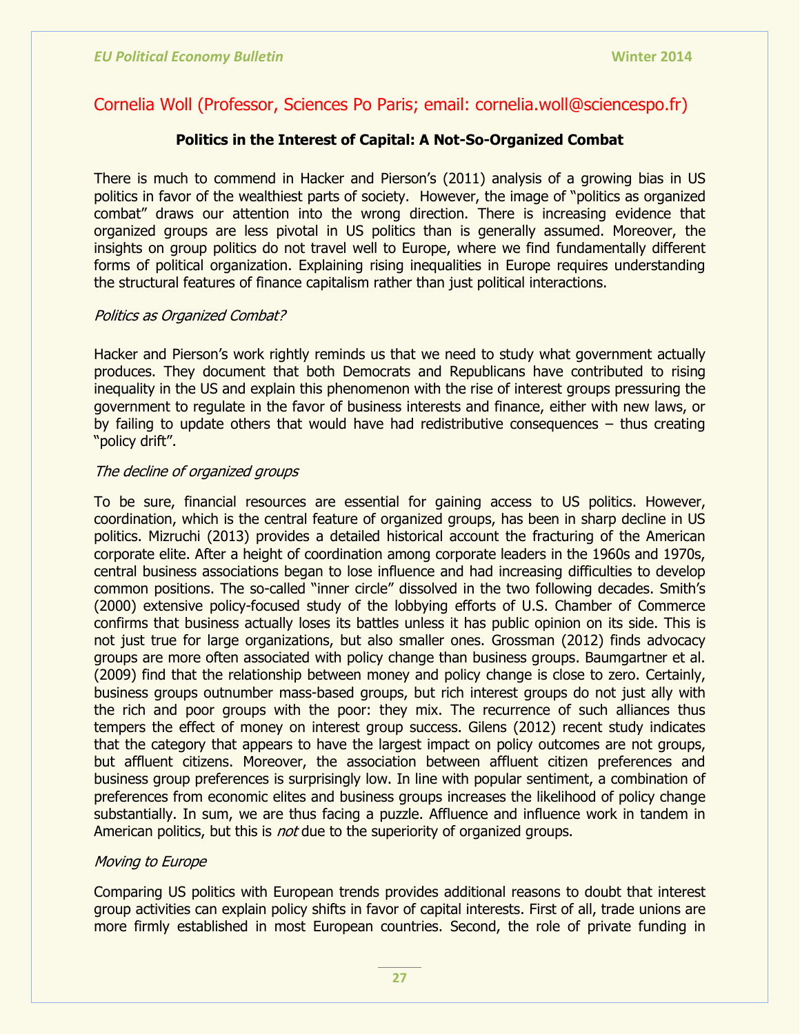Cornelia Woll (Professor, Sciences Po Paris; email: cornelia.woll@sciencespo.fr)

**Politics in the Interest of Capital: A Not-So-Organized Combat**

There is much to commend in Hacker and Pierson's (2011) analysis of a growing bias in US politics in favor of the wealthiest parts of society. However, the image of "politics as organized combat" draws our attention into the wrong direction. There is increasing evidence that organized groups are less pivotal in US politics than is generally assumed. Moreover, the insights on group politics do not travel well to Europe, where we find fundamentally different forms of political organization. Explaining rising inequalities in Europe requires understanding the structural features of finance capitalism rather than just political interactions.

*Politics as Organized Combat?*

Hacker and Pierson's work rightly reminds us that we need to study what government actually produces. They document that both Democrats and Republicans have contributed to rising inequality in the US and explain this phenomenon with the rise of interest groups pressuring the government to regulate in the favor of business interests and finance, either with new laws, or by failing to update others that would have had redistributive consequences – thus creating "policy drift".

*The decline of organized groups*

To be sure, financial resources are essential for gaining access to US politics. However, coordination, which is the central feature of organized groups, has been in sharp decline in US politics. Mizruchi (2013) provides a detailed historical account the fracturing of the American corporate elite. After a height of coordination among corporate leaders in the 1960s and 1970s, central business associations began to lose influence and had increasing difficulties to develop common positions. The so-called "inner circle" dissolved in the two following decades. Smith's (2000) extensive policy-focused study of the lobbying efforts of U.S. Chamber of Commerce confirms that business actually loses its battles unless it has public opinion on its side. This is not just true for large organizations, but also smaller ones. Grossman (2012) finds advocacy groups are more often associated with policy change than business groups. Baumgartner et al. (2009) find that the relationship between money and policy change is close to zero. Certainly, business groups outnumber mass-based groups, but rich interest groups do not just ally with the rich and poor groups with the poor: they mix. The recurrence of such alliances thus tempers the effect of money on interest group success. Gilens (2012) recent study indicates that the category that appears to have the largest impact on policy outcomes are not groups, but affluent citizens. Moreover, the association between affluent citizen preferences and business group preferences is surprisingly low. In line with popular sentiment, a combination of preferences from economic elites and business groups increases the likelihood of policy change substantially. In sum, we are thus facing a puzzle. Affluence and influence work in tandem in American politics, but this is *not* due to the superiority of organized groups.

*Moving to Europe*

Comparing US politics with European trends provides additional reasons to doubt that interest group activities can explain policy shifts in favor of capital interests. First of all, trade unions are more firmly established in most European countries. Second, the role of private funding in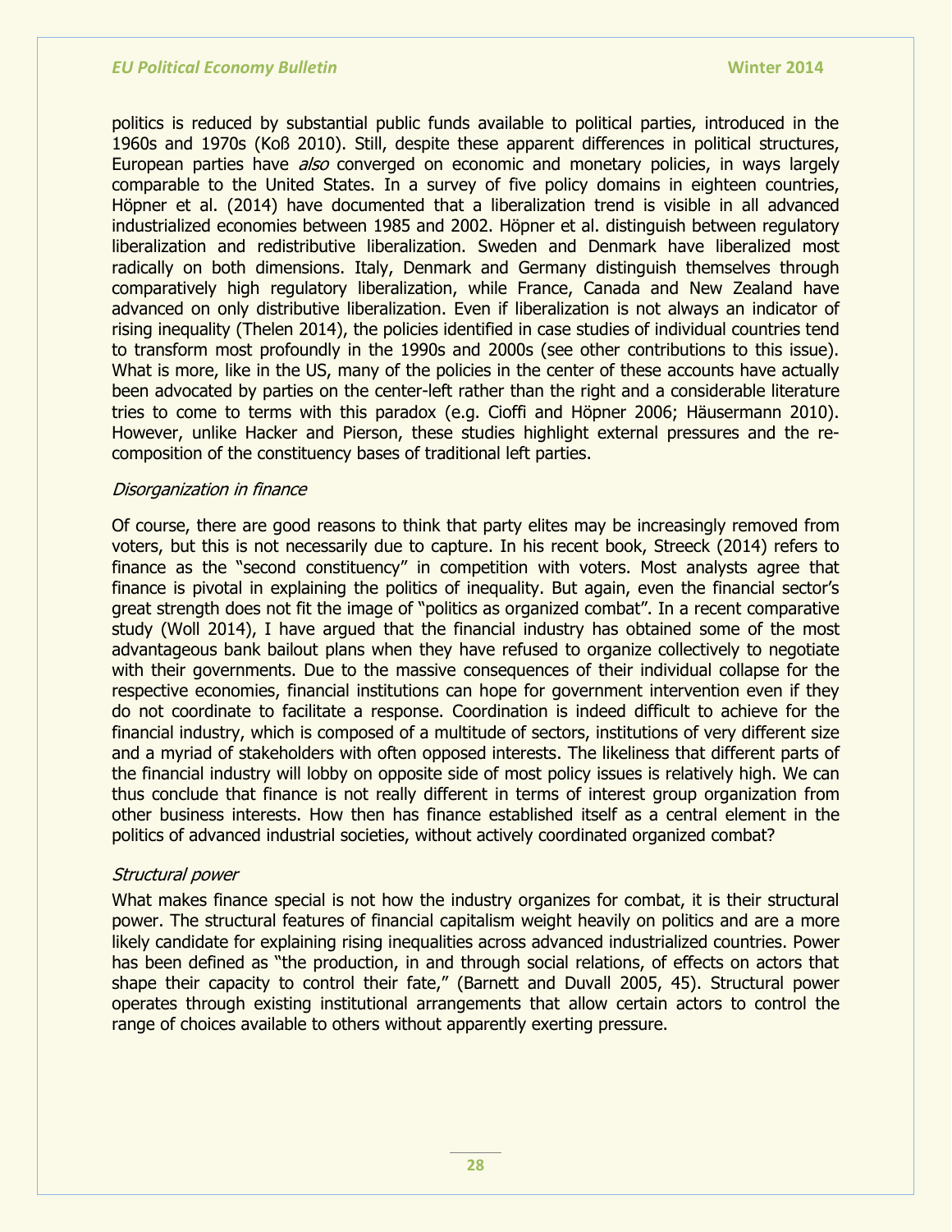politics is reduced by substantial public funds available to political parties, introduced in the 1960s and 1970s (Koß 2010). Still, despite these apparent differences in political structures, European parties have *also* converged on economic and monetary policies, in ways largely comparable to the United States. In a survey of five policy domains in eighteen countries, Höpner et al. (2014) have documented that a liberalization trend is visible in all advanced industrialized economies between 1985 and 2002. Höpner et al. distinguish between regulatory liberalization and redistributive liberalization. Sweden and Denmark have liberalized most radically on both dimensions. Italy, Denmark and Germany distinguish themselves through comparatively high regulatory liberalization, while France, Canada and New Zealand have advanced on only distributive liberalization. Even if liberalization is not always an indicator of rising inequality (Thelen 2014), the policies identified in case studies of individual countries tend to transform most profoundly in the 1990s and 2000s (see other contributions to this issue). What is more, like in the US, many of the policies in the center of these accounts have actually been advocated by parties on the center-left rather than the right and a considerable literature tries to come to terms with this paradox (e.g. Cioffi and Höpner 2006; Häusermann 2010). However, unlike Hacker and Pierson, these studies highlight external pressures and the re-composition of the constituency bases of traditional left parties.

*Disorganization in finance*

Of course, there are good reasons to think that party elites may be increasingly removed from voters, but this is not necessarily due to capture. In his recent book, Streeck (2014) refers to finance as the "second constituency" in competition with voters. Most analysts agree that finance is pivotal in explaining the politics of inequality. But again, even the financial sector's great strength does not fit the image of "politics as organized combat". In a recent comparative study (Woll 2014), I have argued that the financial industry has obtained some of the most advantageous bank bailout plans when they have refused to organize collectively to negotiate with their governments. Due to the massive consequences of their individual collapse for the respective economies, financial institutions can hope for government intervention even if they do not coordinate to facilitate a response. Coordination is indeed difficult to achieve for the financial industry, which is composed of a multitude of sectors, institutions of very different size and a myriad of stakeholders with often opposed interests. The likeliness that different parts of the financial industry will lobby on opposite side of most policy issues is relatively high. We can thus conclude that finance is not really different in terms of interest group organization from other business interests. How then has finance established itself as a central element in the politics of advanced industrial societies, without actively coordinated organized combat?

*Structural power*

What makes finance special is not how the industry organizes for combat, it is their structural power. The structural features of financial capitalism weight heavily on politics and are a more likely candidate for explaining rising inequalities across advanced industrialized countries. Power has been defined as "the production, in and through social relations, of effects on actors that shape their capacity to control their fate," (Barnett and Duvall 2005, 45). Structural power operates through existing institutional arrangements that allow certain actors to control the range of choices available to others without apparently exerting pressure.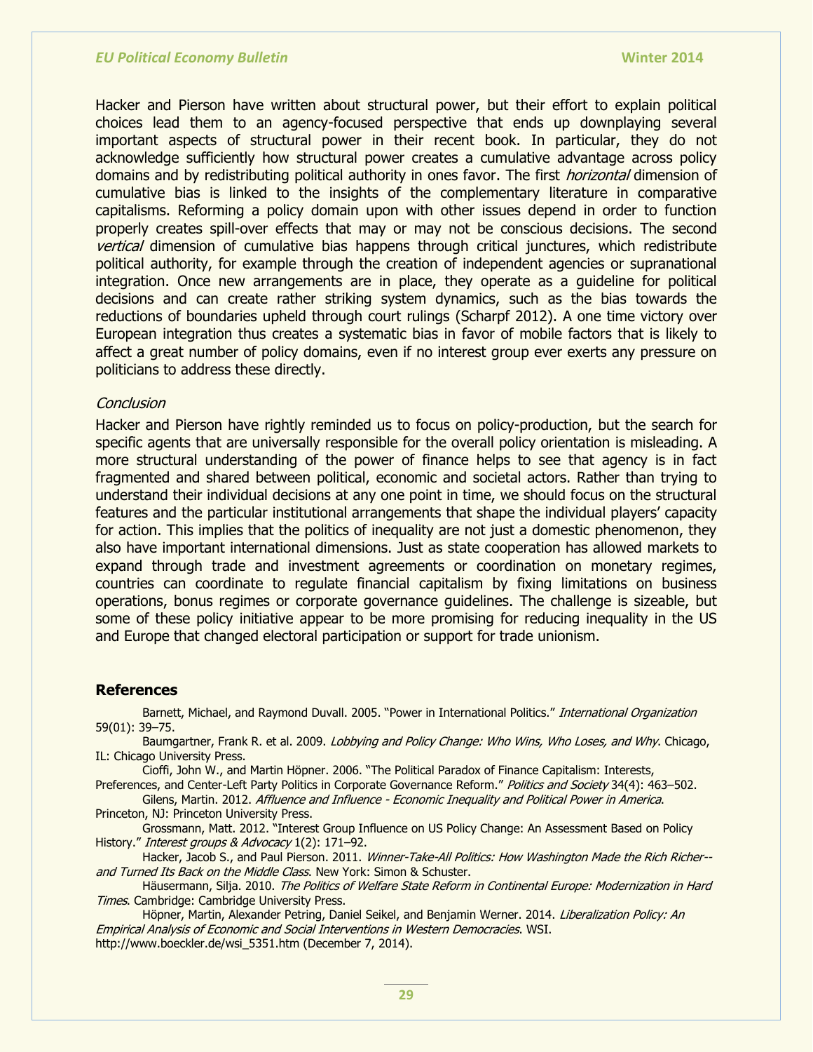Hacker and Pierson have written about structural power, but their effort to explain political choices lead them to an agency-focused perspective that ends up downplaying several important aspects of structural power in their recent book. In particular, they do not acknowledge sufficiently how structural power creates a cumulative advantage across policy domains and by redistributing political authority in ones favor. The first *horizontal* dimension of cumulative bias is linked to the insights of the complementary literature in comparative capitalisms. Reforming a policy domain upon with other issues depend in order to function properly creates spill-over effects that may or may not be conscious decisions. The second *vertical* dimension of cumulative bias happens through critical junctures, which redistribute political authority, for example through the creation of independent agencies or supranational integration. Once new arrangements are in place, they operate as a guideline for political decisions and can create rather striking system dynamics, such as the bias towards the reductions of boundaries upheld through court rulings (Scharpf 2012). A one time victory over European integration thus creates a systematic bias in favor of mobile factors that is likely to affect a great number of policy domains, even if no interest group ever exerts any pressure on politicians to address these directly.

*Conclusion*

Hacker and Pierson have rightly reminded us to focus on policy-production, but the search for specific agents that are universally responsible for the overall policy orientation is misleading. A more structural understanding of the power of finance helps to see that agency is in fact fragmented and shared between political, economic and societal actors. Rather than trying to understand their individual decisions at any one point in time, we should focus on the structural features and the particular institutional arrangements that shape the individual players' capacity for action. This implies that the politics of inequality are not just a domestic phenomenon, they also have important international dimensions. Just as state cooperation has allowed markets to expand through trade and investment agreements or coordination on monetary regimes, countries can coordinate to regulate financial capitalism by fixing limitations on business operations, bonus regimes or corporate governance guidelines. The challenge is sizeable, but some of these policy initiative appear to be more promising for reducing inequality in the US and Europe that changed electoral participation or support for trade unionism.

## References

Barnett, Michael, and Raymond Duvall. 2005. "Power in International Politics." *International Organization* 59(01): 39–75.

Baumgartner, Frank R. et al. 2009. *Lobbying and Policy Change: Who Wins, Who Loses, and Why*. Chicago, IL: Chicago University Press.

Cioffi, John W., and Martin Höpner. 2006. "The Political Paradox of Finance Capitalism: Interests, Preferences, and Center-Left Party Politics in Corporate Governance Reform." *Politics and Society* 34(4): 463–502.

Gilens, Martin. 2012. *Affluence and Influence - Economic Inequality and Political Power in America*. Princeton, NJ: Princeton University Press.

Grossmann, Matt. 2012. "Interest Group Influence on US Policy Change: An Assessment Based on Policy History." *Interest groups & Advocacy* 1(2): 171–92.

Hacker, Jacob S., and Paul Pierson. 2011. *Winner-Take-All Politics: How Washington Made the Rich Richer--and Turned Its Back on the Middle Class*. New York: Simon & Schuster.

Häusermann, Silja. 2010. *The Politics of Welfare State Reform in Continental Europe: Modernization in Hard Times*. Cambridge: Cambridge University Press.

Höpner, Martin, Alexander Petring, Daniel Seikel, and Benjamin Werner. 2014. *Liberalization Policy: An Empirical Analysis of Economic and Social Interventions in Western Democracies*. WSI. http://www.boeckler.de/wsi_5351.htm (December 7, 2014).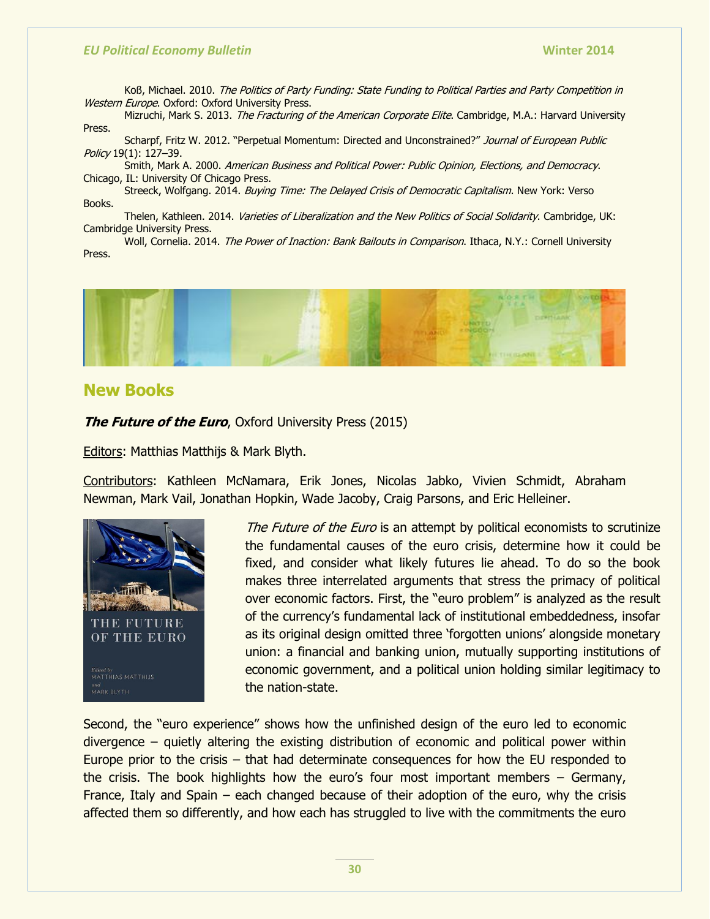Koß, Michael. 2010. *The Politics of Party Funding: State Funding to Political Parties and Party Competition in Western Europe*. Oxford: Oxford University Press.

Mizruchi, Mark S. 2013. *The Fracturing of the American Corporate Elite*. Cambridge, M.A.: Harvard University Press.

Scharpf, Fritz W. 2012. "Perpetual Momentum: Directed and Unconstrained?" *Journal of European Public Policy* 19(1): 127–39.

Smith, Mark A. 2000. *American Business and Political Power: Public Opinion, Elections, and Democracy*. Chicago, IL: University Of Chicago Press.

Streeck, Wolfgang. 2014. *Buying Time: The Delayed Crisis of Democratic Capitalism*. New York: Verso Books.

Thelen, Kathleen. 2014. *Varieties of Liberalization and the New Politics of Social Solidarity*. Cambridge, UK: Cambridge University Press.

Woll, Cornelia. 2014. *The Power of Inaction: Bank Bailouts in Comparison*. Ithaca, N.Y.: Cornell University Press.

## New Books

***The Future of the Euro***, Oxford University Press (2015)

Editors: Matthias Matthijs & Mark Blyth.

Contributors: Kathleen McNamara, Erik Jones, Nicolas Jabko, Vivien Schmidt, Abraham Newman, Mark Vail, Jonathan Hopkin, Wade Jacoby, Craig Parsons, and Eric Helleiner.

*The Future of the Euro* is an attempt by political economists to scrutinize the fundamental causes of the euro crisis, determine how it could be fixed, and consider what likely futures lie ahead. To do so the book makes three interrelated arguments that stress the primacy of political over economic factors. First, the "euro problem" is analyzed as the result of the currency's fundamental lack of institutional embeddedness, insofar as its original design omitted three 'forgotten unions' alongside monetary union: a financial and banking union, mutually supporting institutions of economic government, and a political union holding similar legitimacy to the nation-state.

Second, the "euro experience" shows how the unfinished design of the euro led to economic divergence – quietly altering the existing distribution of economic and political power within Europe prior to the crisis – that had determinate consequences for how the EU responded to the crisis. The book highlights how the euro's four most important members – Germany, France, Italy and Spain – each changed because of their adoption of the euro, why the crisis affected them so differently, and how each has struggled to live with the commitments the euro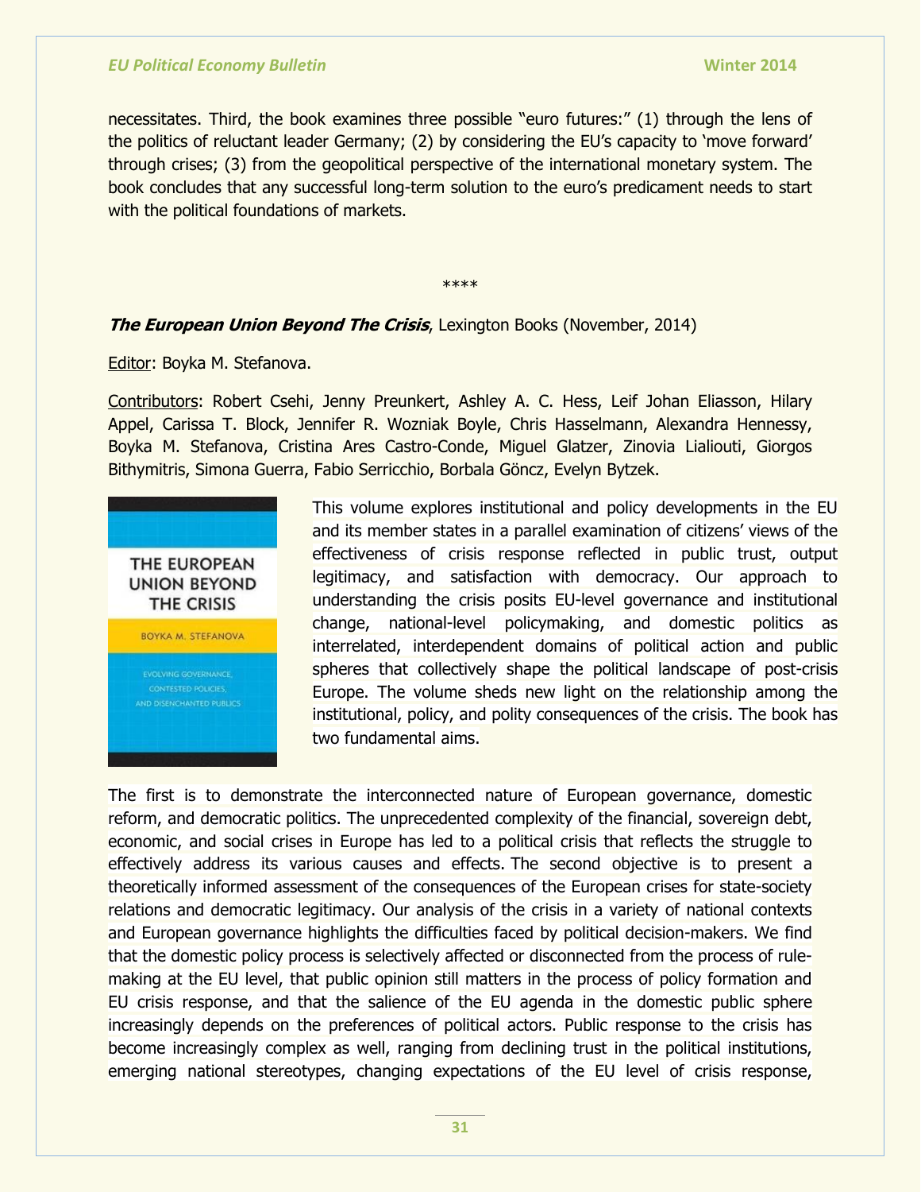necessitates. Third, the book examines three possible "euro futures:" (1) through the lens of the politics of reluctant leader Germany; (2) by considering the EU's capacity to 'move forward' through crises; (3) from the geopolitical perspective of the international monetary system. The book concludes that any successful long-term solution to the euro's predicament needs to start with the political foundations of markets.

****

***The European Union Beyond The Crisis***, Lexington Books (November, 2014)

Editor: Boyka M. Stefanova.

Contributors: Robert Csehi, Jenny Preunkert, Ashley A. C. Hess, Leif Johan Eliasson, Hilary Appel, Carissa T. Block, Jennifer R. Wozniak Boyle, Chris Hasselmann, Alexandra Hennessy, Boyka M. Stefanova, Cristina Ares Castro-Conde, Miguel Glatzer, Zinovia Lialiouti, Giorgos Bithymitris, Simona Guerra, Fabio Serricchio, Borbala Göncz, Evelyn Bytzek.

THE EUROPEAN UNION BEYOND THE CRISIS

BOYKA M. STEFANOVA

EVOLVING GOVERNANCE, CONTESTED POLICIES, AND DISENCHANTED PUBLICS

This volume explores institutional and policy developments in the EU and its member states in a parallel examination of citizens' views of the effectiveness of crisis response reflected in public trust, output legitimacy, and satisfaction with democracy. Our approach to understanding the crisis posits EU-level governance and institutional change, national-level policymaking, and domestic politics as interrelated, interdependent domains of political action and public spheres that collectively shape the political landscape of post-crisis Europe. The volume sheds new light on the relationship among the institutional, policy, and polity consequences of the crisis. The book has two fundamental aims.

The first is to demonstrate the interconnected nature of European governance, domestic reform, and democratic politics. The unprecedented complexity of the financial, sovereign debt, economic, and social crises in Europe has led to a political crisis that reflects the struggle to effectively address its various causes and effects. The second objective is to present a theoretically informed assessment of the consequences of the European crises for state-society relations and democratic legitimacy. Our analysis of the crisis in a variety of national contexts and European governance highlights the difficulties faced by political decision-makers. We find that the domestic policy process is selectively affected or disconnected from the process of rule-making at the EU level, that public opinion still matters in the process of policy formation and EU crisis response, and that the salience of the EU agenda in the domestic public sphere increasingly depends on the preferences of political actors. Public response to the crisis has become increasingly complex as well, ranging from declining trust in the political institutions, emerging national stereotypes, changing expectations of the EU level of crisis response,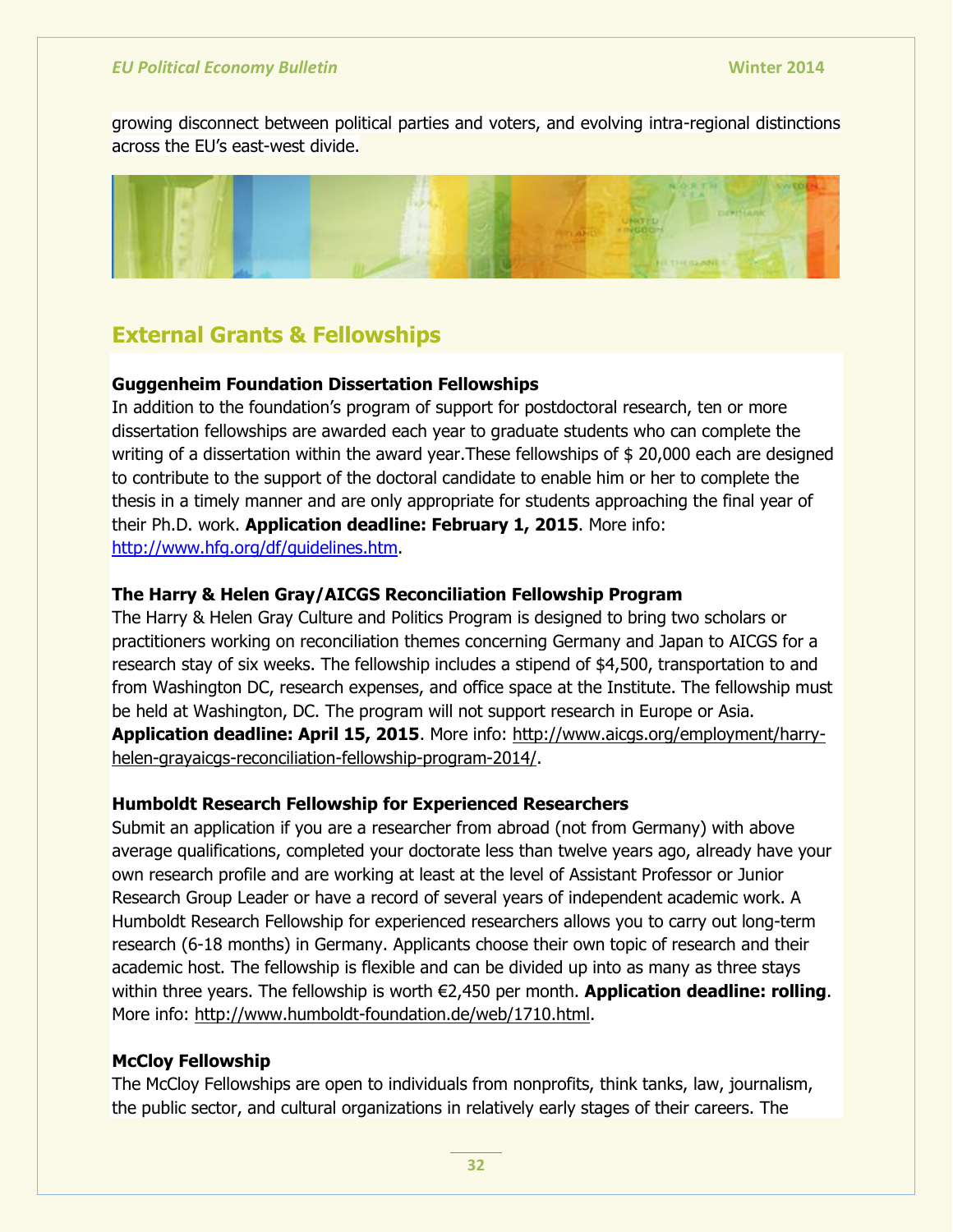growing disconnect between political parties and voters, and evolving intra-regional distinctions across the EU's east-west divide.

## External Grants & Fellowships

**Guggenheim Foundation Dissertation Fellowships**
In addition to the foundation's program of support for postdoctoral research, ten or more dissertation fellowships are awarded each year to graduate students who can complete the writing of a dissertation within the award year.These fellowships of $ 20,000 each are designed to contribute to the support of the doctoral candidate to enable him or her to complete the thesis in a timely manner and are only appropriate for students approaching the final year of their Ph.D. work. **Application deadline: February 1, 2015**. More info: http://www.hfg.org/df/guidelines.htm.

**The Harry & Helen Gray/AICGS Reconciliation Fellowship Program**
The Harry & Helen Gray Culture and Politics Program is designed to bring two scholars or practitioners working on reconciliation themes concerning Germany and Japan to AICGS for a research stay of six weeks. The fellowship includes a stipend of $4,500, transportation to and from Washington DC, research expenses, and office space at the Institute. The fellowship must be held at Washington, DC. The program will not support research in Europe or Asia. **Application deadline: April 15, 2015**. More info: http://www.aicgs.org/employment/harry-helen-grayaicgs-reconciliation-fellowship-program-2014/.

**Humboldt Research Fellowship for Experienced Researchers**
Submit an application if you are a researcher from abroad (not from Germany) with above average qualifications, completed your doctorate less than twelve years ago, already have your own research profile and are working at least at the level of Assistant Professor or Junior Research Group Leader or have a record of several years of independent academic work. A Humboldt Research Fellowship for experienced researchers allows you to carry out long-term research (6-18 months) in Germany. Applicants choose their own topic of research and their academic host. The fellowship is flexible and can be divided up into as many as three stays within three years. The fellowship is worth €2,450 per month. **Application deadline: rolling**. More info: http://www.humboldt-foundation.de/web/1710.html.

**McCloy Fellowship**
The McCloy Fellowships are open to individuals from nonprofits, think tanks, law, journalism, the public sector, and cultural organizations in relatively early stages of their careers. The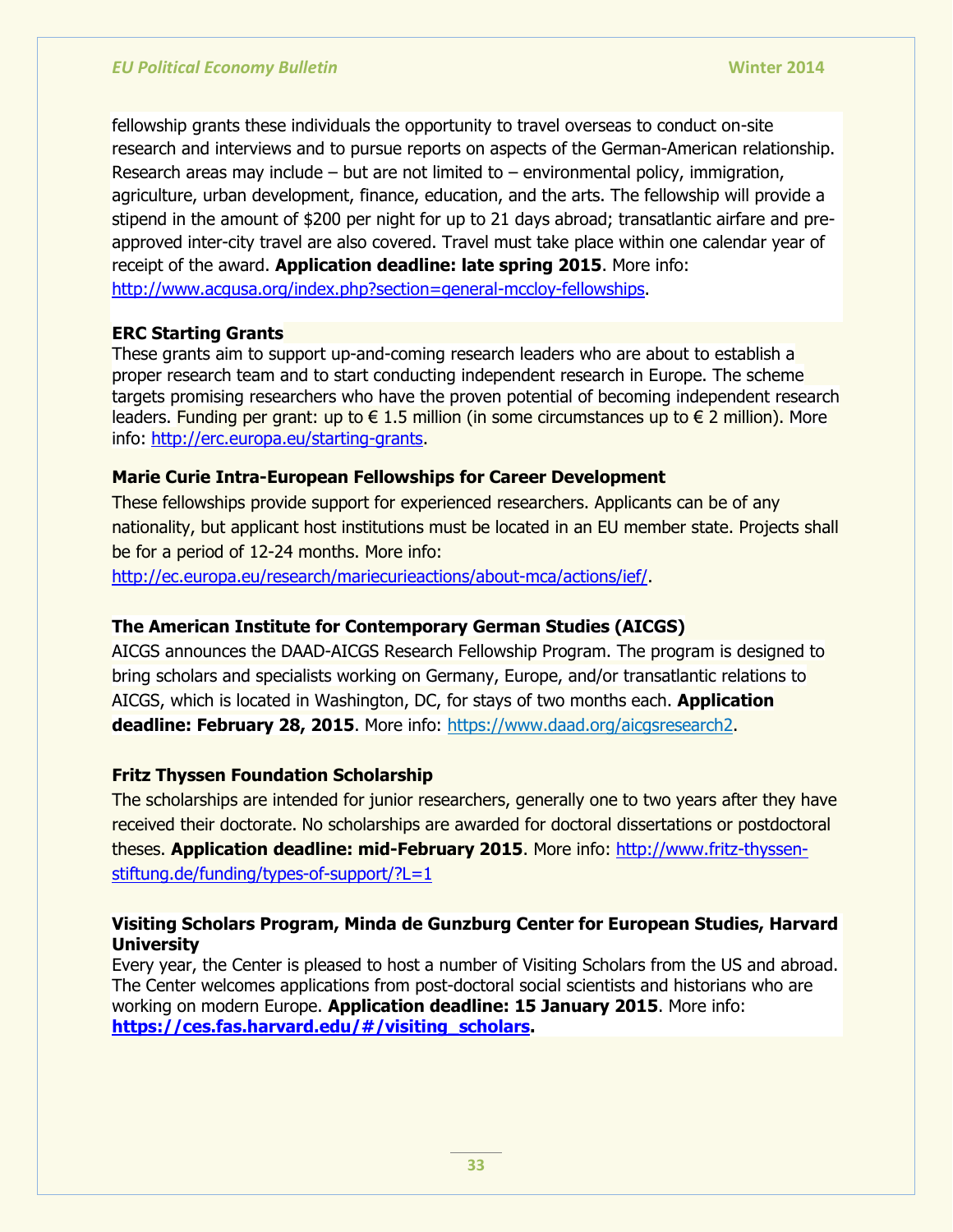fellowship grants these individuals the opportunity to travel overseas to conduct on-site research and interviews and to pursue reports on aspects of the German-American relationship. Research areas may include – but are not limited to – environmental policy, immigration, agriculture, urban development, finance, education, and the arts. The fellowship will provide a stipend in the amount of $200 per night for up to 21 days abroad; transatlantic airfare and pre-approved inter-city travel are also covered. Travel must take place within one calendar year of receipt of the award. **Application deadline: late spring 2015**. More info: http://www.acgusa.org/index.php?section=general-mccloy-fellowships.

**ERC Starting Grants**

These grants aim to support up-and-coming research leaders who are about to establish a proper research team and to start conducting independent research in Europe. The scheme targets promising researchers who have the proven potential of becoming independent research leaders. Funding per grant: up to € 1.5 million (in some circumstances up to € 2 million). More info: http://erc.europa.eu/starting-grants.

**Marie Curie Intra-European Fellowships for Career Development**

These fellowships provide support for experienced researchers. Applicants can be of any nationality, but applicant host institutions must be located in an EU member state. Projects shall be for a period of 12-24 months. More info: http://ec.europa.eu/research/mariecurieactions/about-mca/actions/ief/.

**The American Institute for Contemporary German Studies (AICGS)**

AICGS announces the DAAD-AICGS Research Fellowship Program. The program is designed to bring scholars and specialists working on Germany, Europe, and/or transatlantic relations to AICGS, which is located in Washington, DC, for stays of two months each. **Application deadline: February 28, 2015**. More info: https://www.daad.org/aicgsresearch2.

**Fritz Thyssen Foundation Scholarship**

The scholarships are intended for junior researchers, generally one to two years after they have received their doctorate. No scholarships are awarded for doctoral dissertations or postdoctoral theses. **Application deadline: mid-February 2015**. More info: http://www.fritz-thyssen-stiftung.de/funding/types-of-support/?L=1

**Visiting Scholars Program, Minda de Gunzburg Center for European Studies, Harvard University**

Every year, the Center is pleased to host a number of Visiting Scholars from the US and abroad. The Center welcomes applications from post-doctoral social scientists and historians who are working on modern Europe. **Application deadline: 15 January 2015**. More info: **https://ces.fas.harvard.edu/#/visiting_scholars.**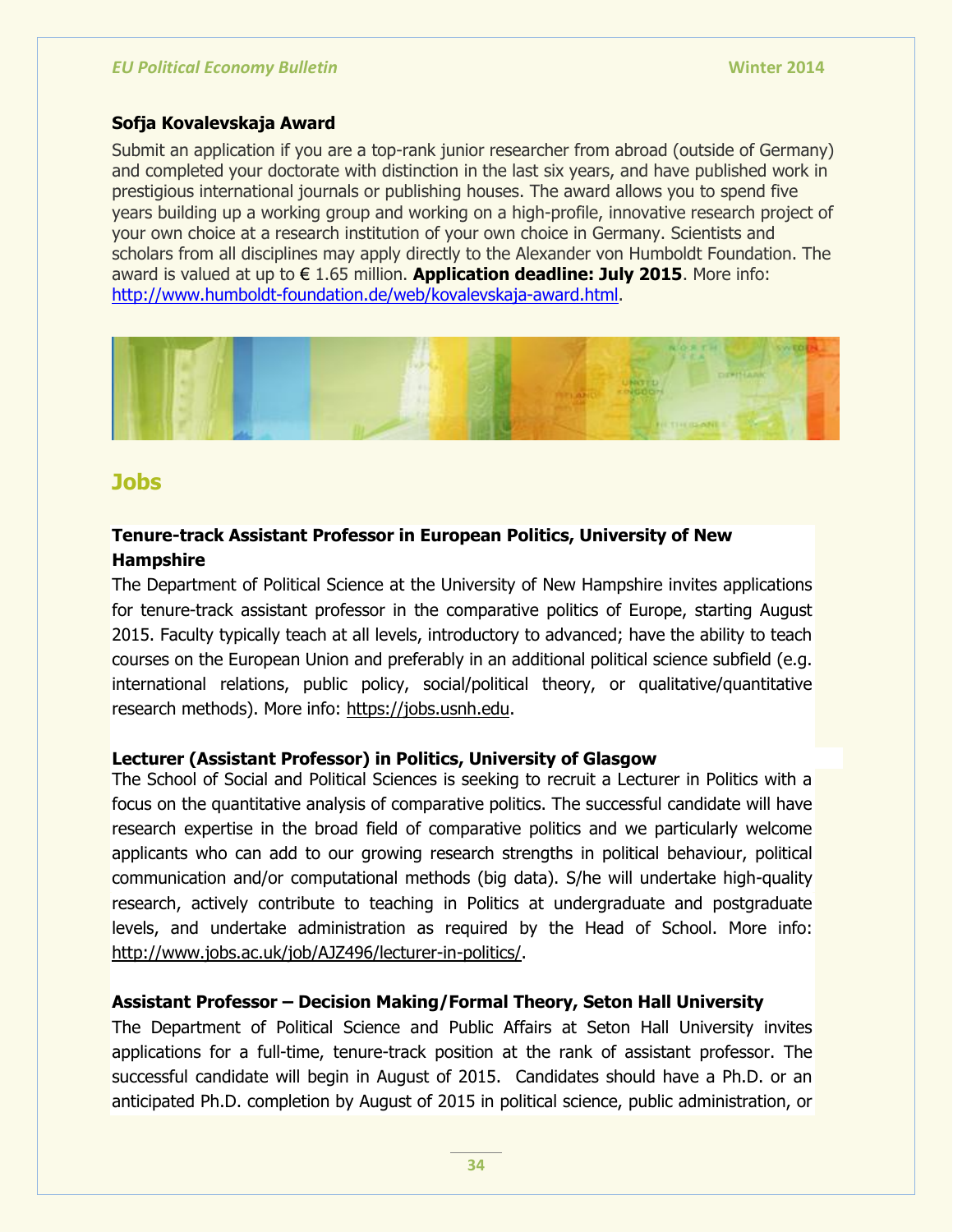### Sofja Kovalevskaja Award

Submit an application if you are a top-rank junior researcher from abroad (outside of Germany) and completed your doctorate with distinction in the last six years, and have published work in prestigious international journals or publishing houses. The award allows you to spend five years building up a working group and working on a high-profile, innovative research project of your own choice at a research institution of your own choice in Germany. Scientists and scholars from all disciplines may apply directly to the Alexander von Humboldt Foundation. The award is valued at up to € 1.65 million. **Application deadline: July 2015**. More info: http://www.humboldt-foundation.de/web/kovalevskaja-award.html.

## Jobs

### Tenure-track Assistant Professor in European Politics, University of New Hampshire

The Department of Political Science at the University of New Hampshire invites applications for tenure-track assistant professor in the comparative politics of Europe, starting August 2015. Faculty typically teach at all levels, introductory to advanced; have the ability to teach courses on the European Union and preferably in an additional political science subfield (e.g. international relations, public policy, social/political theory, or qualitative/quantitative research methods). More info: https://jobs.usnh.edu.

### Lecturer (Assistant Professor) in Politics, University of Glasgow

The School of Social and Political Sciences is seeking to recruit a Lecturer in Politics with a focus on the quantitative analysis of comparative politics. The successful candidate will have research expertise in the broad field of comparative politics and we particularly welcome applicants who can add to our growing research strengths in political behaviour, political communication and/or computational methods (big data). S/he will undertake high-quality research, actively contribute to teaching in Politics at undergraduate and postgraduate levels, and undertake administration as required by the Head of School. More info: http://www.jobs.ac.uk/job/AJZ496/lecturer-in-politics/.

### Assistant Professor – Decision Making/Formal Theory, Seton Hall University

The Department of Political Science and Public Affairs at Seton Hall University invites applications for a full-time, tenure-track position at the rank of assistant professor. The successful candidate will begin in August of 2015. Candidates should have a Ph.D. or an anticipated Ph.D. completion by August of 2015 in political science, public administration, or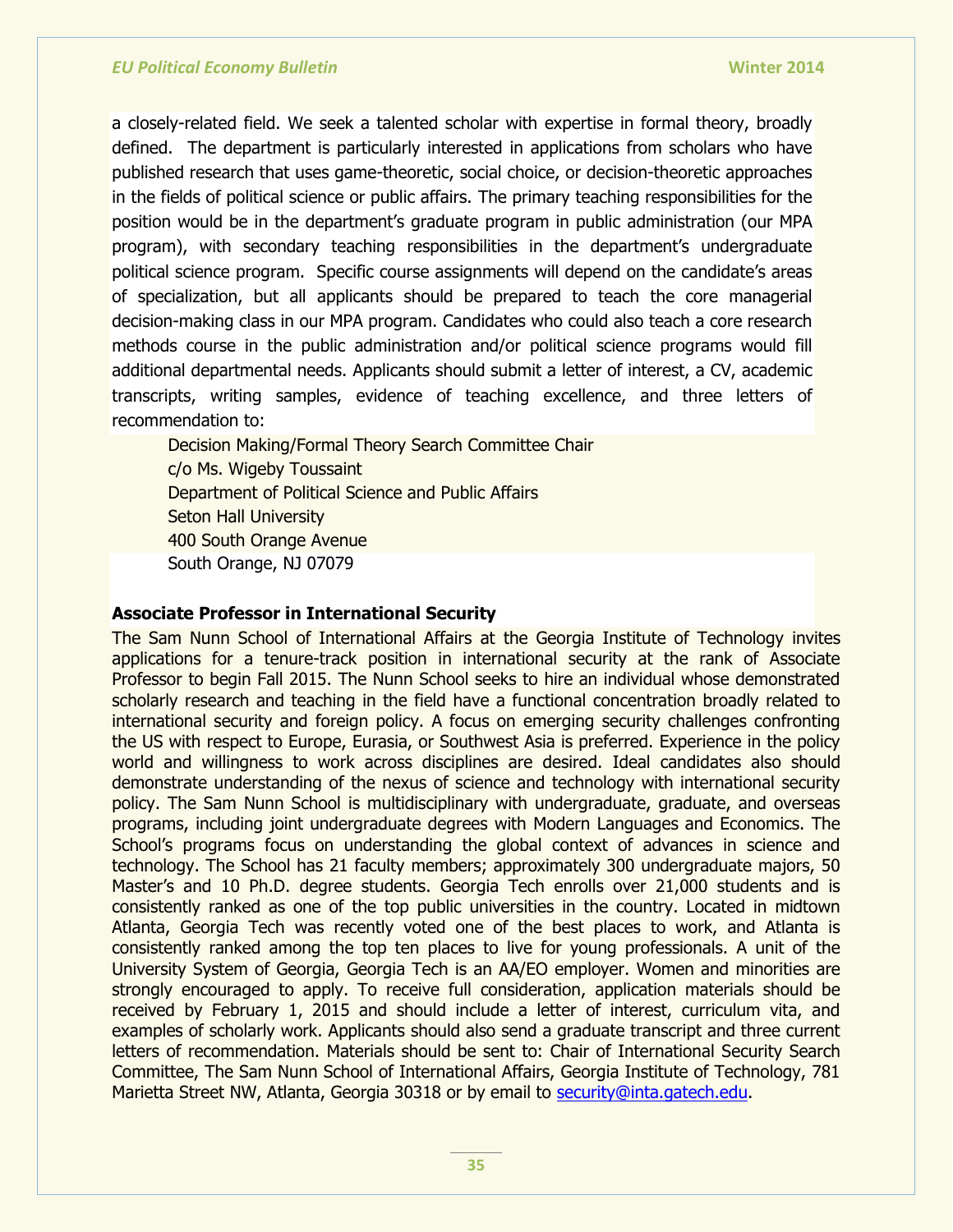a closely-related field. We seek a talented scholar with expertise in formal theory, broadly defined. The department is particularly interested in applications from scholars who have published research that uses game-theoretic, social choice, or decision-theoretic approaches in the fields of political science or public affairs. The primary teaching responsibilities for the position would be in the department's graduate program in public administration (our MPA program), with secondary teaching responsibilities in the department's undergraduate political science program. Specific course assignments will depend on the candidate's areas of specialization, but all applicants should be prepared to teach the core managerial decision-making class in our MPA program. Candidates who could also teach a core research methods course in the public administration and/or political science programs would fill additional departmental needs. Applicants should submit a letter of interest, a CV, academic transcripts, writing samples, evidence of teaching excellence, and three letters of recommendation to:

Decision Making/Formal Theory Search Committee Chair
c/o Ms. Wigeby Toussaint
Department of Political Science and Public Affairs
Seton Hall University
400 South Orange Avenue
South Orange, NJ 07079

**Associate Professor in International Security**

The Sam Nunn School of International Affairs at the Georgia Institute of Technology invites applications for a tenure-track position in international security at the rank of Associate Professor to begin Fall 2015. The Nunn School seeks to hire an individual whose demonstrated scholarly research and teaching in the field have a functional concentration broadly related to international security and foreign policy. A focus on emerging security challenges confronting the US with respect to Europe, Eurasia, or Southwest Asia is preferred. Experience in the policy world and willingness to work across disciplines are desired. Ideal candidates also should demonstrate understanding of the nexus of science and technology with international security policy. The Sam Nunn School is multidisciplinary with undergraduate, graduate, and overseas programs, including joint undergraduate degrees with Modern Languages and Economics. The School's programs focus on understanding the global context of advances in science and technology. The School has 21 faculty members; approximately 300 undergraduate majors, 50 Master's and 10 Ph.D. degree students. Georgia Tech enrolls over 21,000 students and is consistently ranked as one of the top public universities in the country. Located in midtown Atlanta, Georgia Tech was recently voted one of the best places to work, and Atlanta is consistently ranked among the top ten places to live for young professionals. A unit of the University System of Georgia, Georgia Tech is an AA/EO employer. Women and minorities are strongly encouraged to apply. To receive full consideration, application materials should be received by February 1, 2015 and should include a letter of interest, curriculum vita, and examples of scholarly work. Applicants should also send a graduate transcript and three current letters of recommendation. Materials should be sent to: Chair of International Security Search Committee, The Sam Nunn School of International Affairs, Georgia Institute of Technology, 781 Marietta Street NW, Atlanta, Georgia 30318 or by email to security@inta.gatech.edu.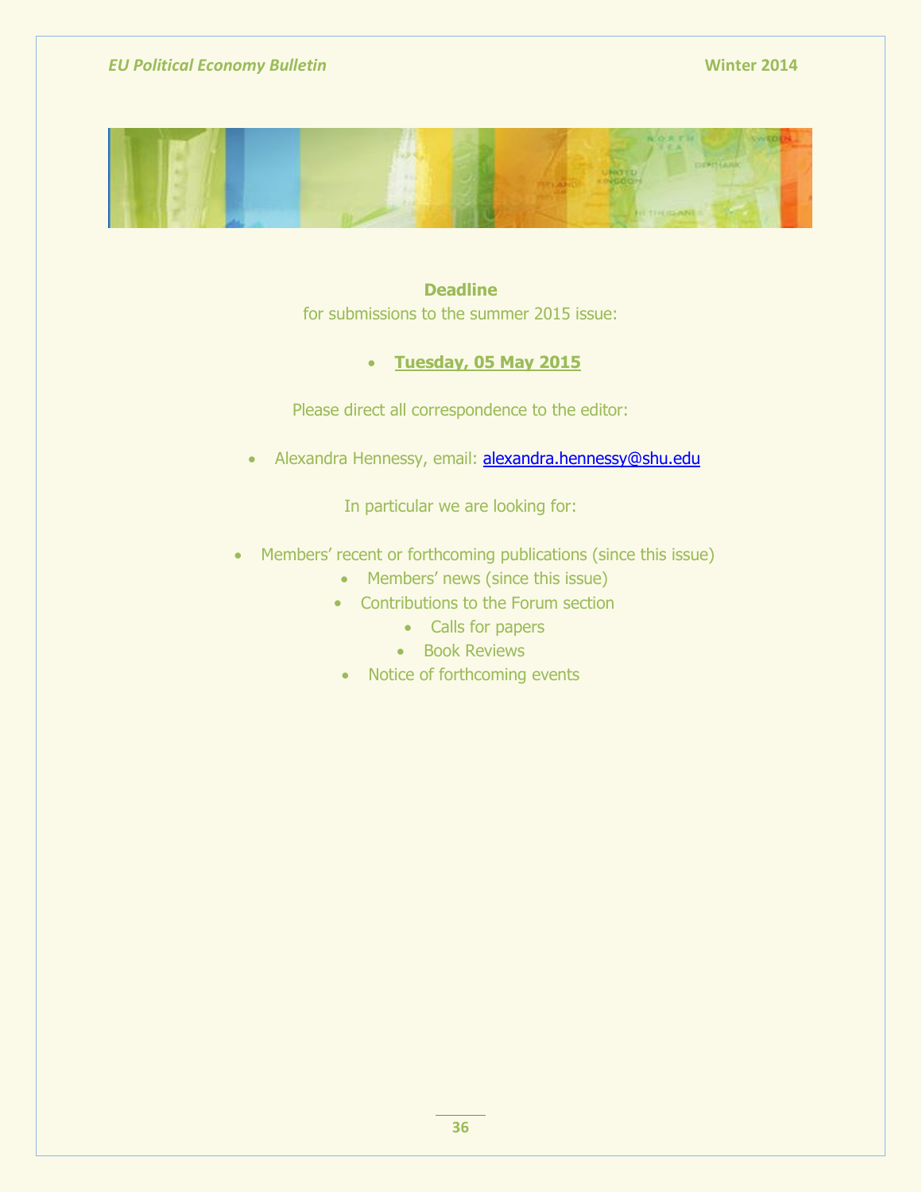**Deadline**

for submissions to the summer 2015 issue:

- **Tuesday, 05 May 2015**

Please direct all correspondence to the editor:

- Alexandra Hennessy, email: alexandra.hennessy@shu.edu

In particular we are looking for:

- Members' recent or forthcoming publications (since this issue)
- Members' news (since this issue)
- Contributions to the Forum section
- Calls for papers
- Book Reviews
- Notice of forthcoming events